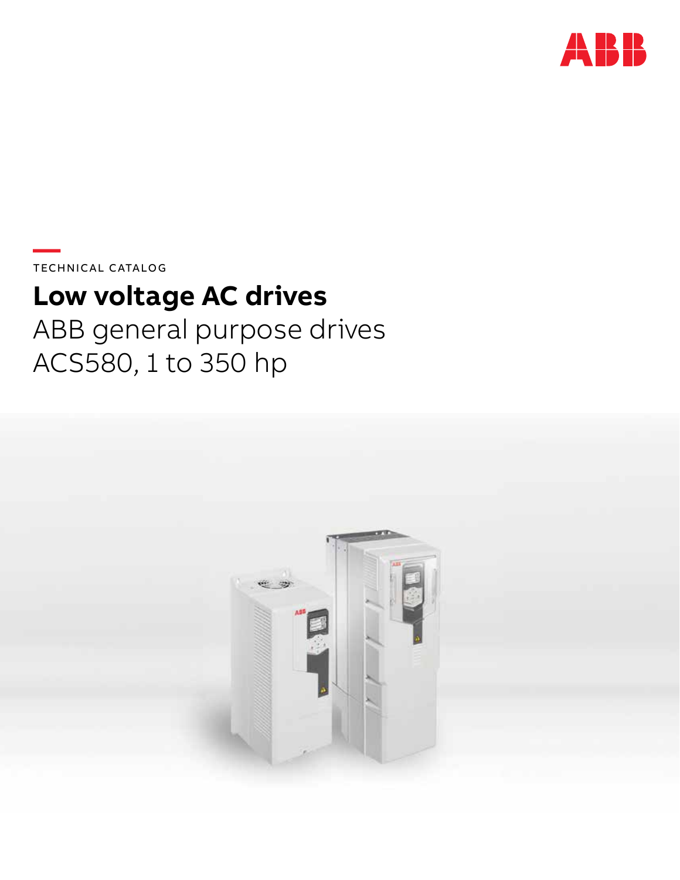TECHNICAL CATALOG

# Low voltage AC drives

ABB general purpose drives
ACS580, 1 to 350 hp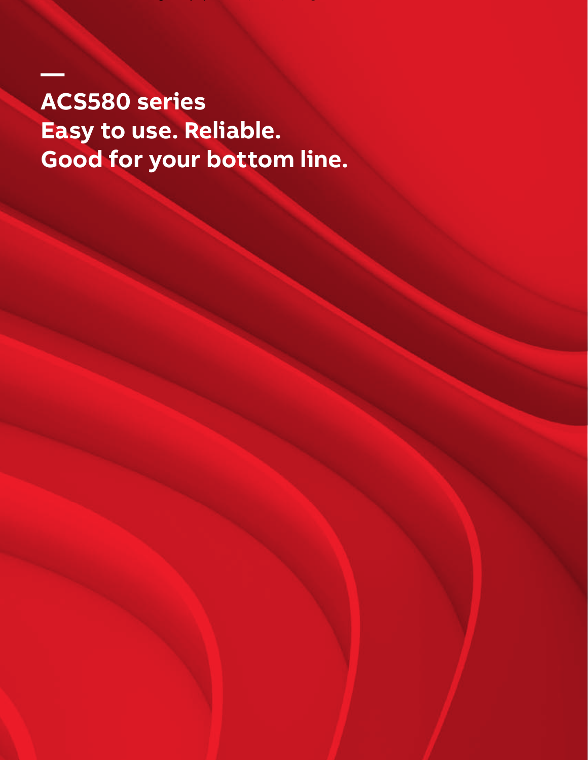# ACS580 series
# Easy to use. Reliable.
# Good for your bottom line.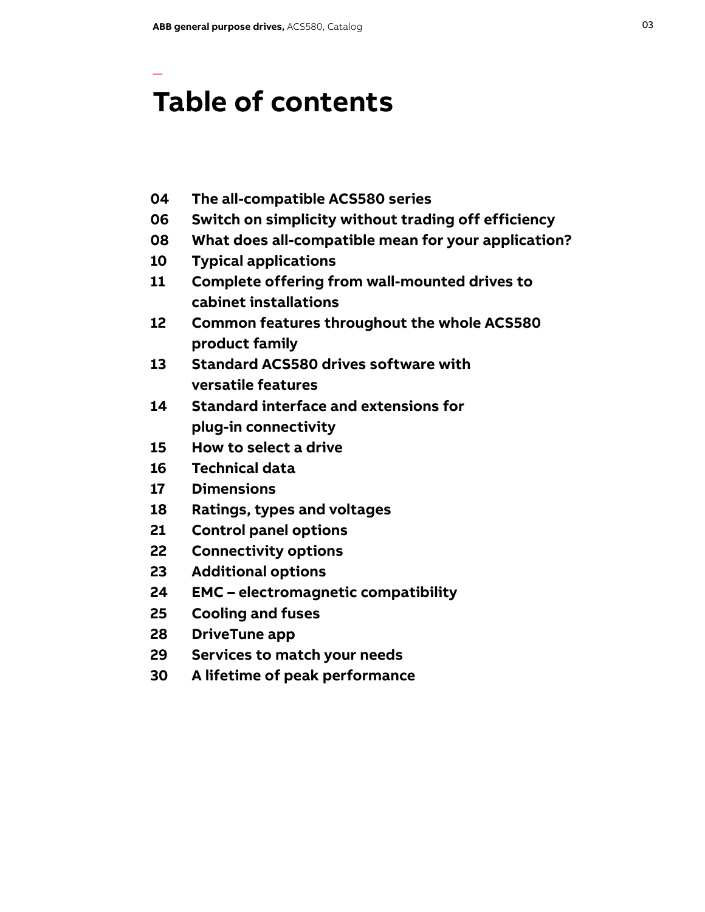# Table of contents

| | |
|---|---|
| 04 | The all-compatible ACS580 series |
| 06 | Switch on simplicity without trading off efficiency |
| 08 | What does all-compatible mean for your application? |
| 10 | Typical applications |
| 11 | Complete offering from wall-mounted drives to cabinet installations |
| 12 | Common features throughout the whole ACS580 product family |
| 13 | Standard ACS580 drives software with versatile features |
| 14 | Standard interface and extensions for plug-in connectivity |
| 15 | How to select a drive |
| 16 | Technical data |
| 17 | Dimensions |
| 18 | Ratings, types and voltages |
| 21 | Control panel options |
| 22 | Connectivity options |
| 23 | Additional options |
| 24 | EMC – electromagnetic compatibility |
| 25 | Cooling and fuses |
| 28 | DriveTune app |
| 29 | Services to match your needs |
| 30 | A lifetime of peak performance |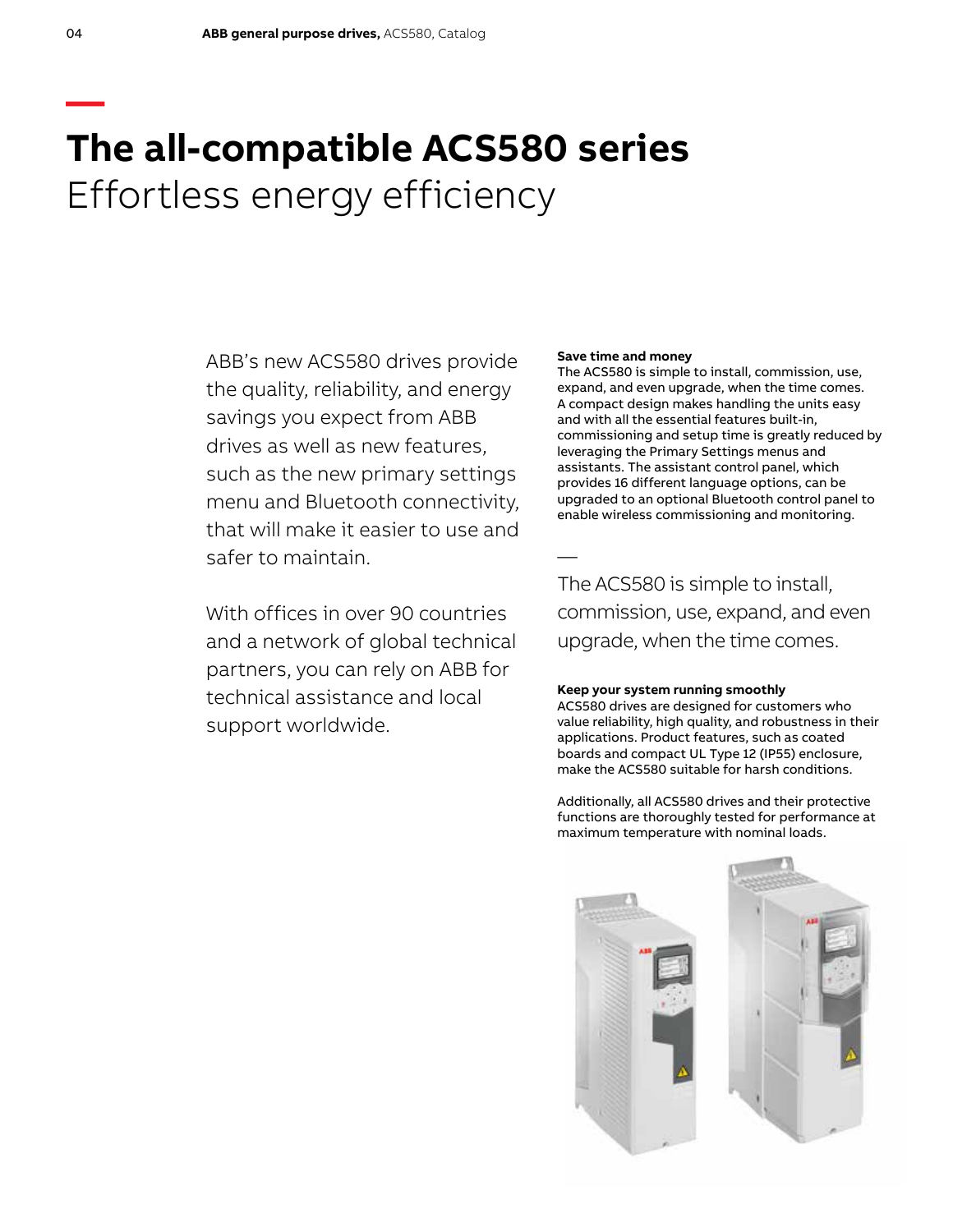# The all-compatible ACS580 series

## Effortless energy efficiency

ABB's new ACS580 drives provide the quality, reliability, and energy savings you expect from ABB drives as well as new features, such as the new primary settings menu and Bluetooth connectivity, that will make it easier to use and safer to maintain.

With offices in over 90 countries and a network of global technical partners, you can rely on ABB for technical assistance and local support worldwide.

**Save time and money**

The ACS580 is simple to install, commission, use, expand, and even upgrade, when the time comes. A compact design makes handling the units easy and with all the essential features built-in, commissioning and setup time is greatly reduced by leveraging the Primary Settings menus and assistants. The assistant control panel, which provides 16 different language options, can be upgraded to an optional Bluetooth control panel to enable wireless commissioning and monitoring.

—

The ACS580 is simple to install, commission, use, expand, and even upgrade, when the time comes.

**Keep your system running smoothly**

ACS580 drives are designed for customers who value reliability, high quality, and robustness in their applications. Product features, such as coated boards and compact UL Type 12 (IP55) enclosure, make the ACS580 suitable for harsh conditions.

Additionally, all ACS580 drives and their protective functions are thoroughly tested for performance at maximum temperature with nominal loads.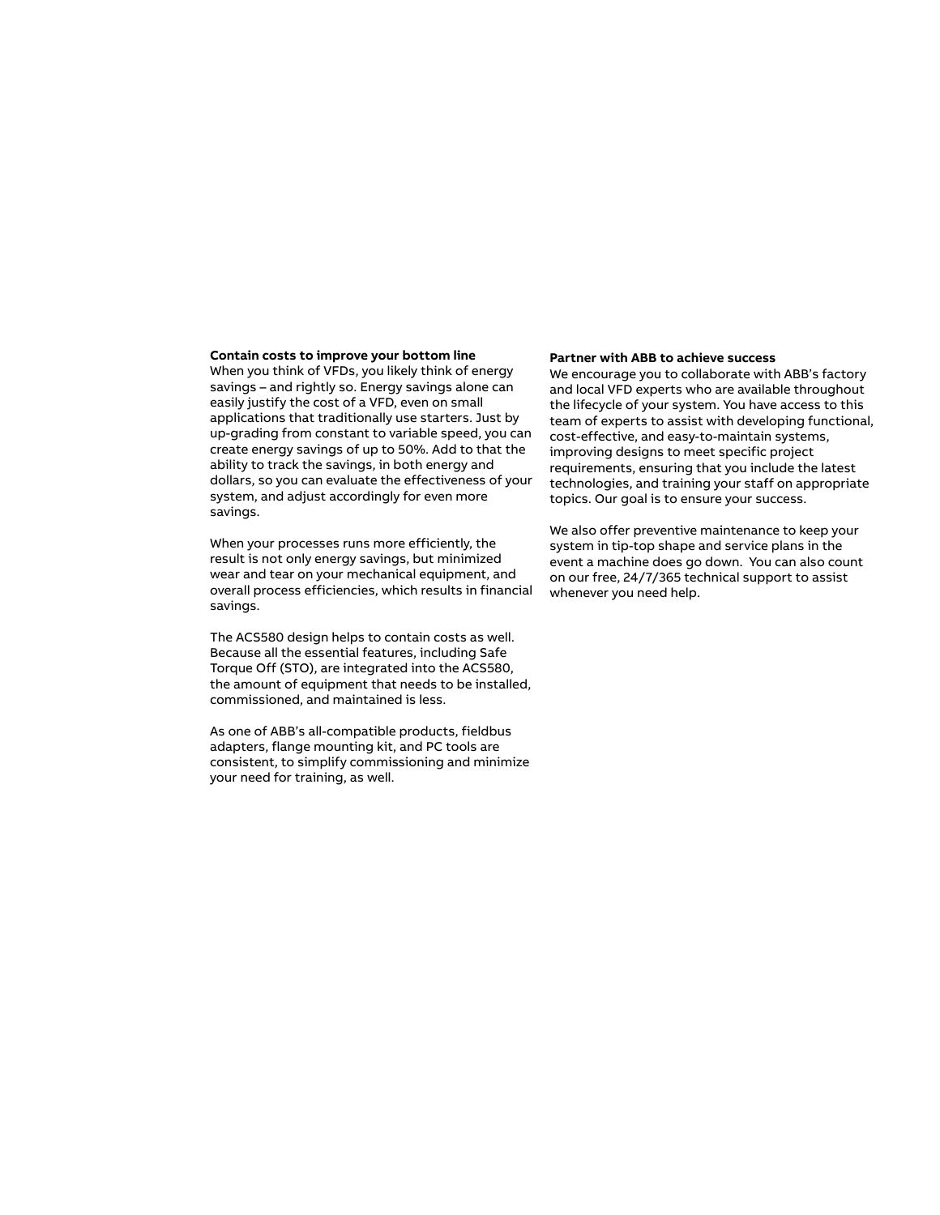**Contain costs to improve your bottom line**

When you think of VFDs, you likely think of energy savings – and rightly so. Energy savings alone can easily justify the cost of a VFD, even on small applications that traditionally use starters. Just by up-grading from constant to variable speed, you can create energy savings of up to 50%. Add to that the ability to track the savings, in both energy and dollars, so you can evaluate the effectiveness of your system, and adjust accordingly for even more savings.

When your processes runs more efficiently, the result is not only energy savings, but minimized wear and tear on your mechanical equipment, and overall process efficiencies, which results in financial savings.

The ACS580 design helps to contain costs as well. Because all the essential features, including Safe Torque Off (STO), are integrated into the ACS580, the amount of equipment that needs to be installed, commissioned, and maintained is less.

As one of ABB's all-compatible products, fieldbus adapters, flange mounting kit, and PC tools are consistent, to simplify commissioning and minimize your need for training, as well.

**Partner with ABB to achieve success**

We encourage you to collaborate with ABB's factory and local VFD experts who are available throughout the lifecycle of your system. You have access to this team of experts to assist with developing functional, cost-effective, and easy-to-maintain systems, improving designs to meet specific project requirements, ensuring that you include the latest technologies, and training your staff on appropriate topics. Our goal is to ensure your success.

We also offer preventive maintenance to keep your system in tip-top shape and service plans in the event a machine does go down. You can also count on our free, 24/7/365 technical support to assist whenever you need help.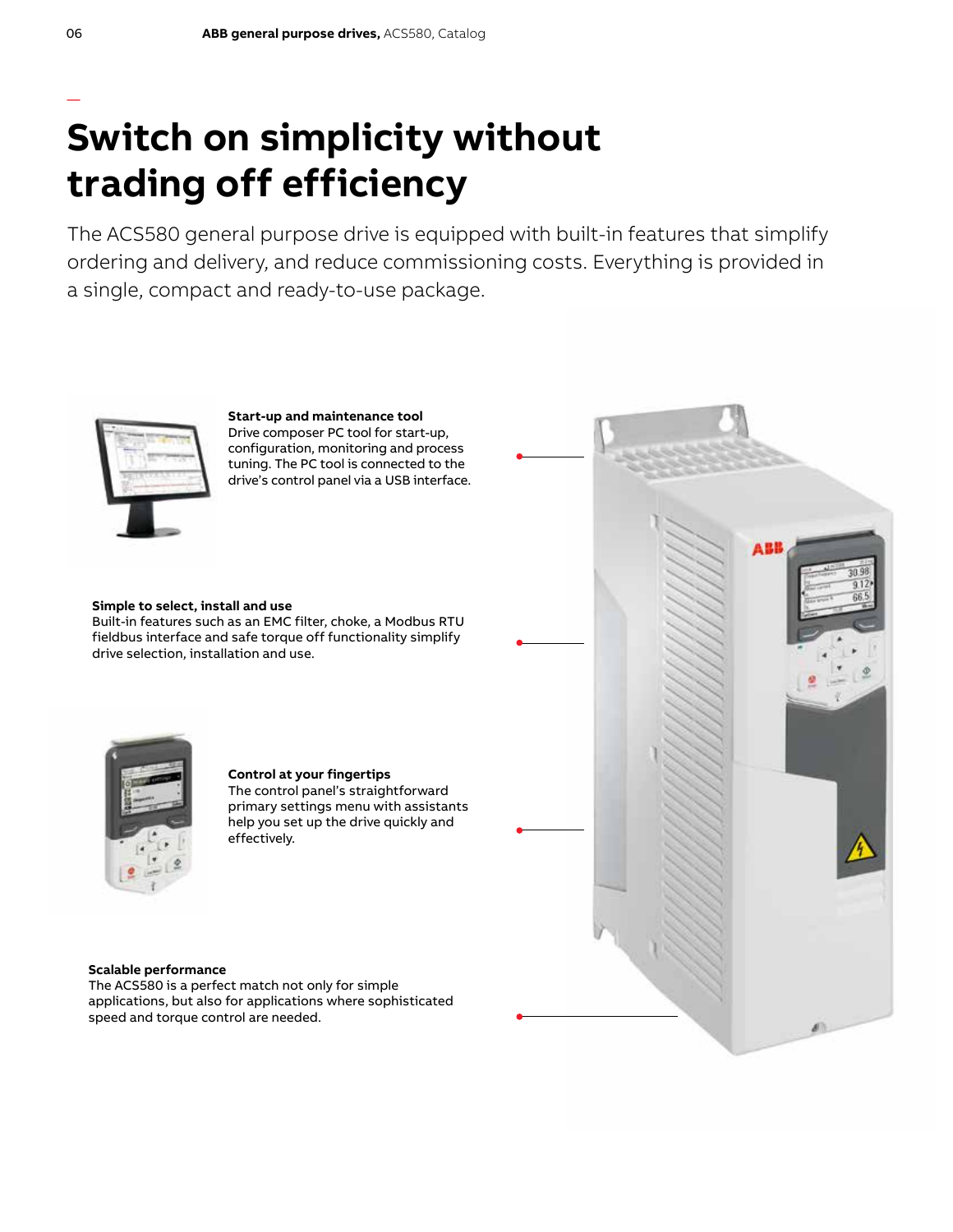# Switch on simplicity without trading off efficiency

The ACS580 general purpose drive is equipped with built-in features that simplify ordering and delivery, and reduce commissioning costs. Everything is provided in a single, compact and ready-to-use package.

**Start-up and maintenance tool**
Drive composer PC tool for start-up, configuration, monitoring and process tuning. The PC tool is connected to the drive's control panel via a USB interface.

**Simple to select, install and use**
Built-in features such as an EMC filter, choke, a Modbus RTU fieldbus interface and safe torque off functionality simplify drive selection, installation and use.

**Control at your fingertips**
The control panel's straightforward primary settings menu with assistants help you set up the drive quickly and effectively.

**Scalable performance**
The ACS580 is a perfect match not only for simple applications, but also for applications where sophisticated speed and torque control are needed.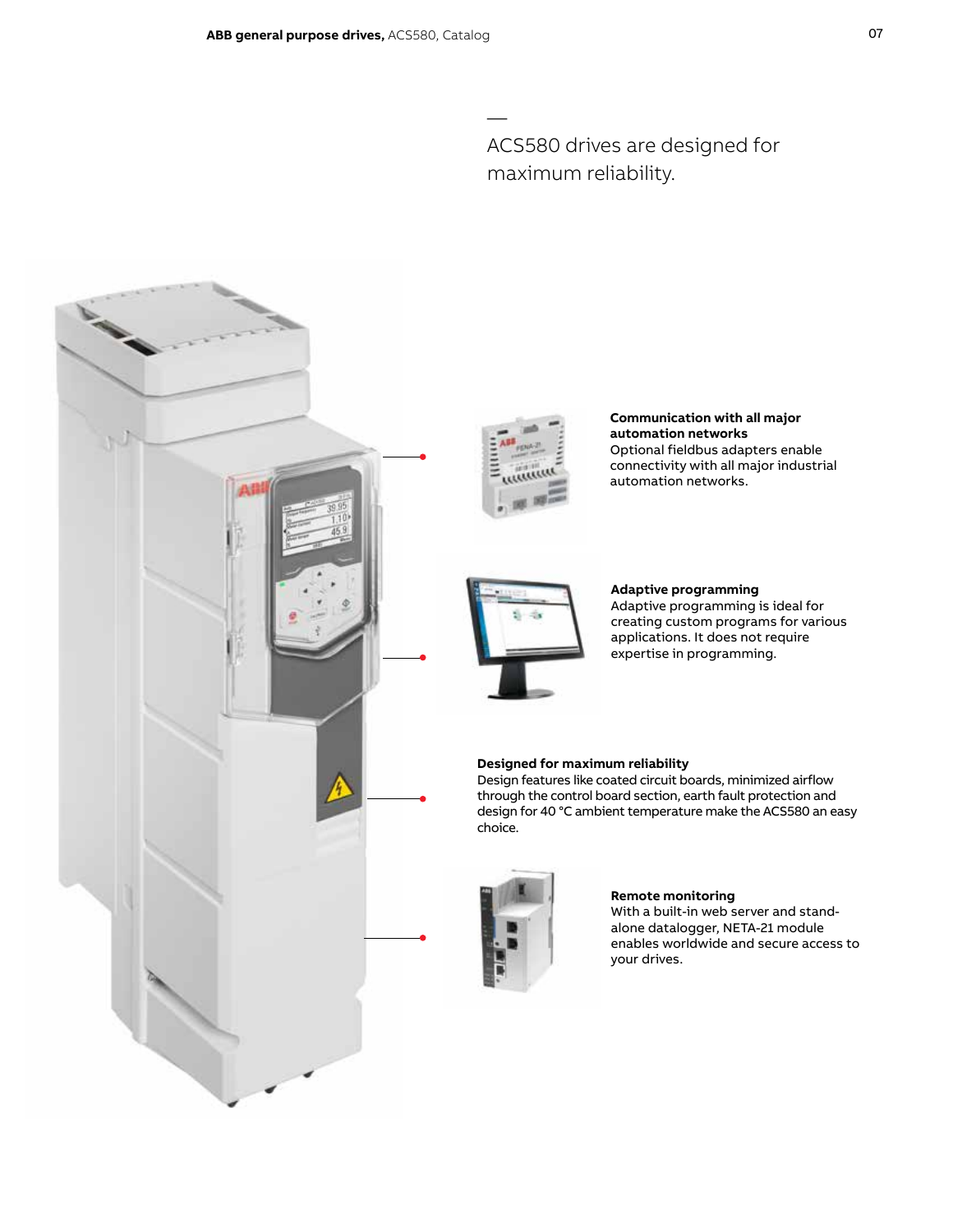ACS580 drives are designed for maximum reliability.

**Communication with all major automation networks**
Optional fieldbus adapters enable connectivity with all major industrial automation networks.

**Adaptive programming**
Adaptive programming is ideal for creating custom programs for various applications. It does not require expertise in programming.

**Designed for maximum reliability**
Design features like coated circuit boards, minimized airflow through the control board section, earth fault protection and design for 40 °C ambient temperature make the ACS580 an easy choice.

**Remote monitoring**
With a built-in web server and stand-alone datalogger, NETA-21 module enables worldwide and secure access to your drives.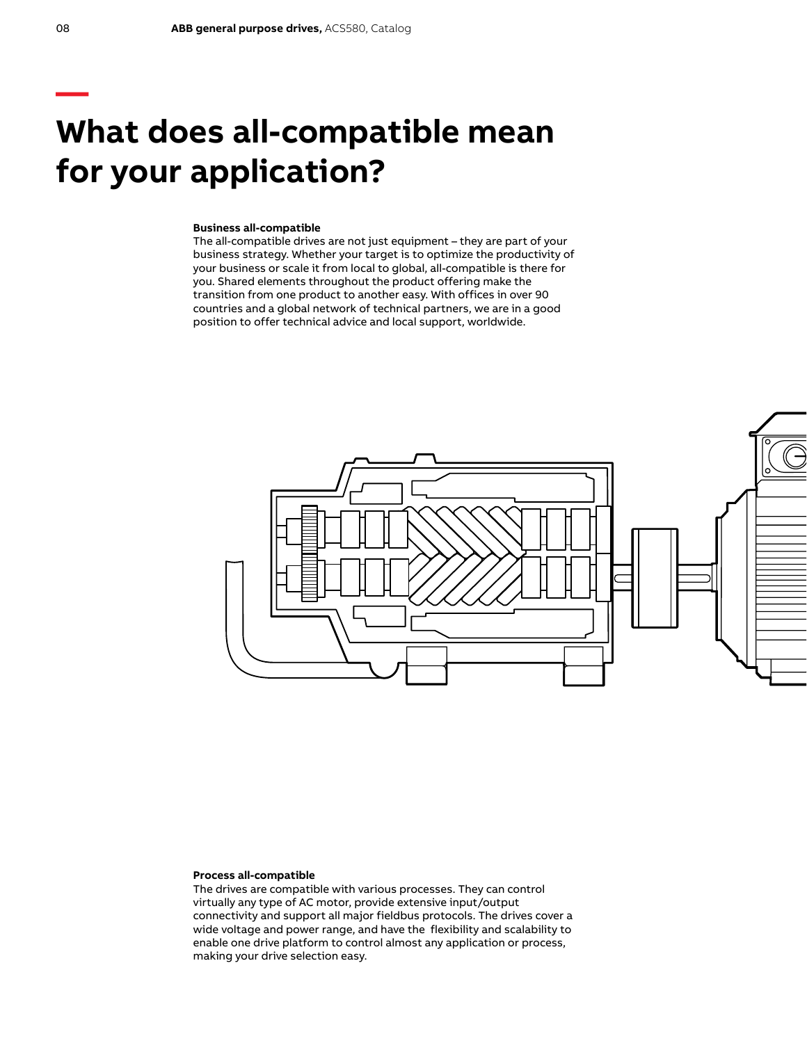# What does all-compatible mean for your application?

**Business all-compatible**
The all-compatible drives are not just equipment – they are part of your business strategy. Whether your target is to optimize the productivity of your business or scale it from local to global, all-compatible is there for you. Shared elements throughout the product offering make the transition from one product to another easy. With offices in over 90 countries and a global network of technical partners, we are in a good position to offer technical advice and local support, worldwide.

**Process all-compatible**
The drives are compatible with various processes. They can control virtually any type of AC motor, provide extensive input/output connectivity and support all major fieldbus protocols. The drives cover a wide voltage and power range, and have the flexibility and scalability to enable one drive platform to control almost any application or process, making your drive selection easy.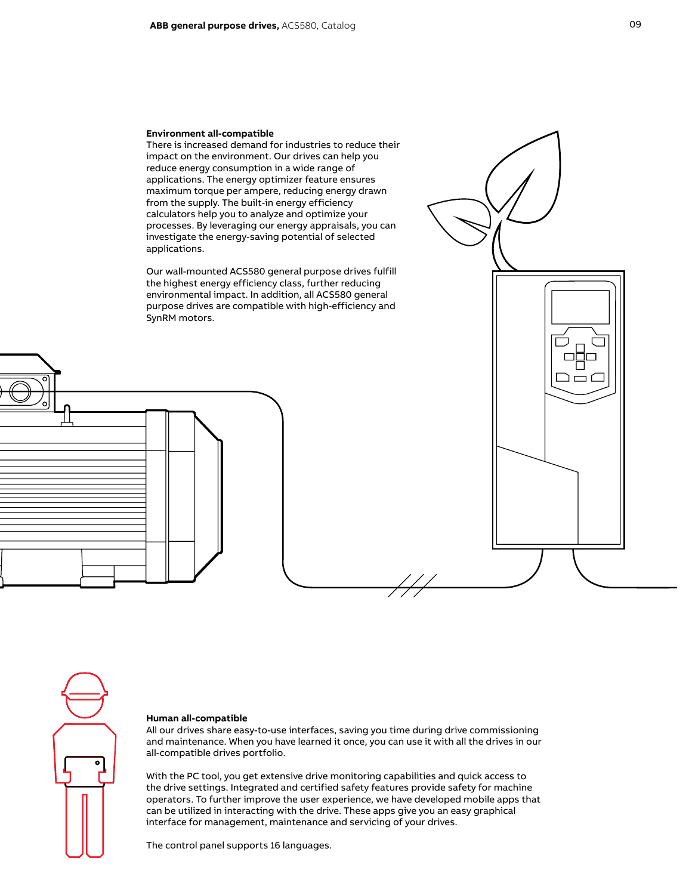### Environment all-compatible

There is increased demand for industries to reduce their impact on the environment. Our drives can help you reduce energy consumption in a wide range of applications. The energy optimizer feature ensures maximum torque per ampere, reducing energy drawn from the supply. The built-in energy efficiency calculators help you to analyze and optimize your processes. By leveraging our energy appraisals, you can investigate the energy-saving potential of selected applications.

Our wall-mounted ACS580 general purpose drives fulfill the highest energy efficiency class, further reducing environmental impact. In addition, all ACS580 general purpose drives are compatible with high-efficiency and SynRM motors.

### Human all-compatible

All our drives share easy-to-use interfaces, saving you time during drive commissioning and maintenance. When you have learned it once, you can use it with all the drives in our all-compatible drives portfolio.

With the PC tool, you get extensive drive monitoring capabilities and quick access to the drive settings. Integrated and certified safety features provide safety for machine operators. To further improve the user experience, we have developed mobile apps that can be utilized in interacting with the drive. These apps give you an easy graphical interface for management, maintenance and servicing of your drives.

The control panel supports 16 languages.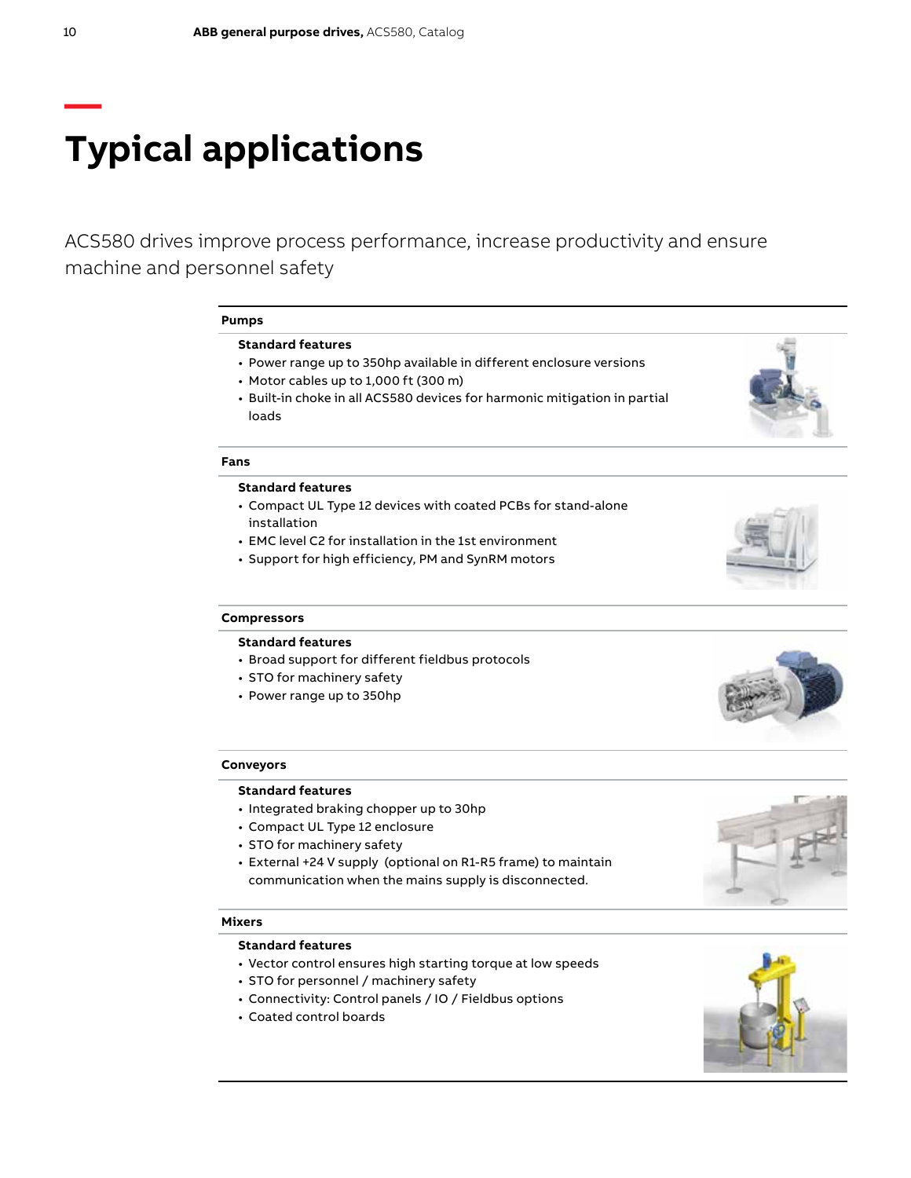# Typical applications

ACS580 drives improve process performance, increase productivity and ensure machine and personnel safety

### Pumps

**Standard features**
- Power range up to 350hp available in different enclosure versions
- Motor cables up to 1,000 ft (300 m)
- Built-in choke in all ACS580 devices for harmonic mitigation in partial loads

### Fans

**Standard features**
- Compact UL Type 12 devices with coated PCBs for stand-alone installation
- EMC level C2 for installation in the 1st environment
- Support for high efficiency, PM and SynRM motors

### Compressors

**Standard features**
- Broad support for different fieldbus protocols
- STO for machinery safety
- Power range up to 350hp

### Conveyors

**Standard features**
- Integrated braking chopper up to 30hp
- Compact UL Type 12 enclosure
- STO for machinery safety
- External +24 V supply (optional on R1-R5 frame) to maintain communication when the mains supply is disconnected.

### Mixers

**Standard features**
- Vector control ensures high starting torque at low speeds
- STO for personnel / machinery safety
- Connectivity: Control panels / IO / Fieldbus options
- Coated control boards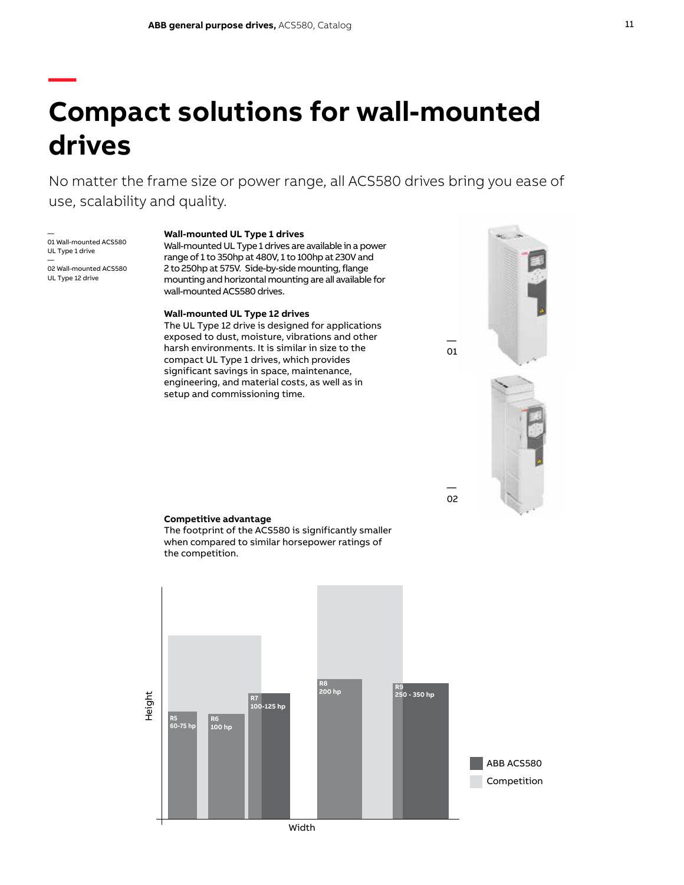# Compact solutions for wall-mounted drives

No matter the frame size or power range, all ACS580 drives bring you ease of use, scalability and quality.

01 Wall-mounted ACS580 UL Type 1 drive

02 Wall-mounted ACS580 UL Type 12 drive

**Wall-mounted UL Type 1 drives**

Wall-mounted UL Type 1 drives are available in a power range of 1 to 350hp at 480V, 1 to 100hp at 230V and 2 to 250hp at 575V. Side-by-side mounting, flange mounting and horizontal mounting are all available for wall-mounted ACS580 drives.

**Wall-mounted UL Type 12 drives**

The UL Type 12 drive is designed for applications exposed to dust, moisture, vibrations and other harsh environments. It is similar in size to the compact UL Type 1 drives, which provides significant savings in space, maintenance, engineering, and material costs, as well as in setup and commissioning time.

**Competitive advantage**

The footprint of the ACS580 is significantly smaller when compared to similar horsepower ratings of the competition.

Height

R5 60-75 hp

R6 100 hp

R7 100-125 hp

R8 200 hp

R9 250 - 350 hp

Width

ABB ACS580

Competition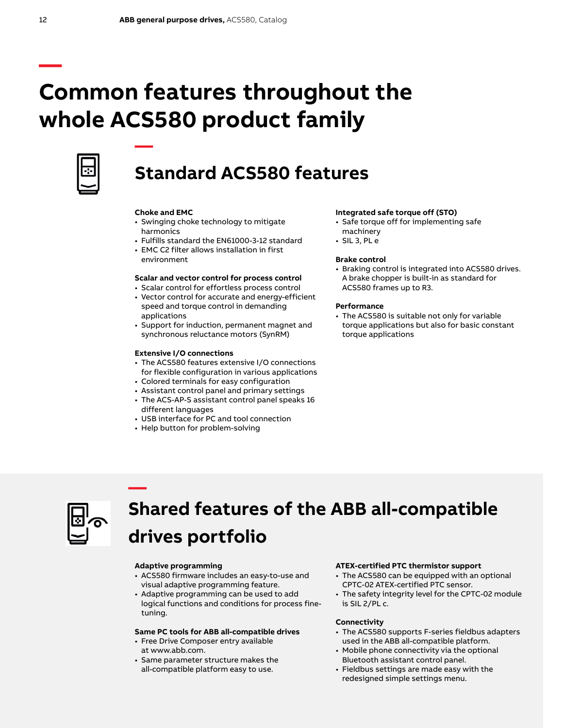# Common features throughout the whole ACS580 product family

## Standard ACS580 features

### Choke and EMC
- Swinging choke technology to mitigate harmonics
- Fulfills standard the EN61000-3-12 standard
- EMC C2 filter allows installation in first environment

### Scalar and vector control for process control
- Scalar control for effortless process control
- Vector control for accurate and energy-efficient speed and torque control in demanding applications
- Support for induction, permanent magnet and synchronous reluctance motors (SynRM)

### Extensive I/O connections
- The ACS580 features extensive I/O connections for flexible configuration in various applications
- Colored terminals for easy configuration
- Assistant control panel and primary settings
- The ACS-AP-S assistant control panel speaks 16 different languages
- USB interface for PC and tool connection
- Help button for problem-solving

### Integrated safe torque off (STO)
- Safe torque off for implementing safe machinery
- SIL 3, PL e

### Brake control
- Braking control is integrated into ACS580 drives. A brake chopper is built-in as standard for ACS580 frames up to R3.

### Performance
- The ACS580 is suitable not only for variable torque applications but also for basic constant torque applications

## Shared features of the ABB all-compatible drives portfolio

### Adaptive programming
- ACS580 firmware includes an easy-to-use and visual adaptive programming feature.
- Adaptive programming can be used to add logical functions and conditions for process fine-tuning.

### Same PC tools for ABB all-compatible drives
- Free Drive Composer entry available at www.abb.com.
- Same parameter structure makes the all-compatible platform easy to use.

### ATEX-certified PTC thermistor support
- The ACS580 can be equipped with an optional CPTC-02 ATEX-certified PTC sensor.
- The safety integrity level for the CPTC-02 module is SIL 2/PL c.

### Connectivity
- The ACS580 supports F-series fieldbus adapters used in the ABB all-compatible platform.
- Mobile phone connectivity via the optional Bluetooth assistant control panel.
- Fieldbus settings are made easy with the redesigned simple settings menu.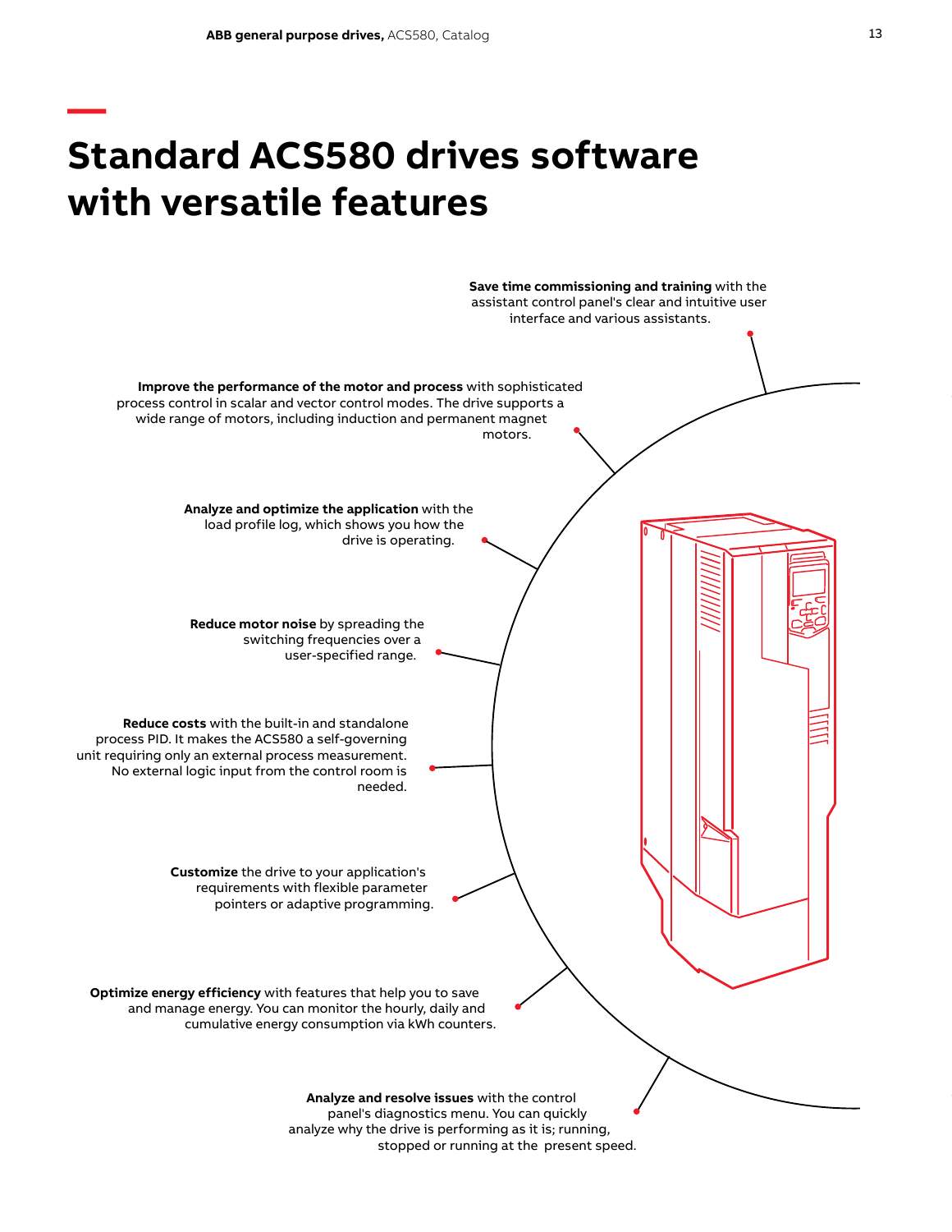# Standard ACS580 drives software with versatile features

**Save time commissioning and training** with the assistant control panel's clear and intuitive user interface and various assistants.

**Improve the performance of the motor and process** with sophisticated process control in scalar and vector control modes. The drive supports a wide range of motors, including induction and permanent magnet motors.

**Analyze and optimize the application** with the load profile log, which shows you how the drive is operating.

**Reduce motor noise** by spreading the switching frequencies over a user-specified range.

**Reduce costs** with the built-in and standalone process PID. It makes the ACS580 a self-governing unit requiring only an external process measurement. No external logic input from the control room is needed.

**Customize** the drive to your application's requirements with flexible parameter pointers or adaptive programming.

**Optimize energy efficiency** with features that help you to save and manage energy. You can monitor the hourly, daily and cumulative energy consumption via kWh counters.

**Analyze and resolve issues** with the control panel's diagnostics menu. You can quickly analyze why the drive is performing as it is; running, stopped or running at the present speed.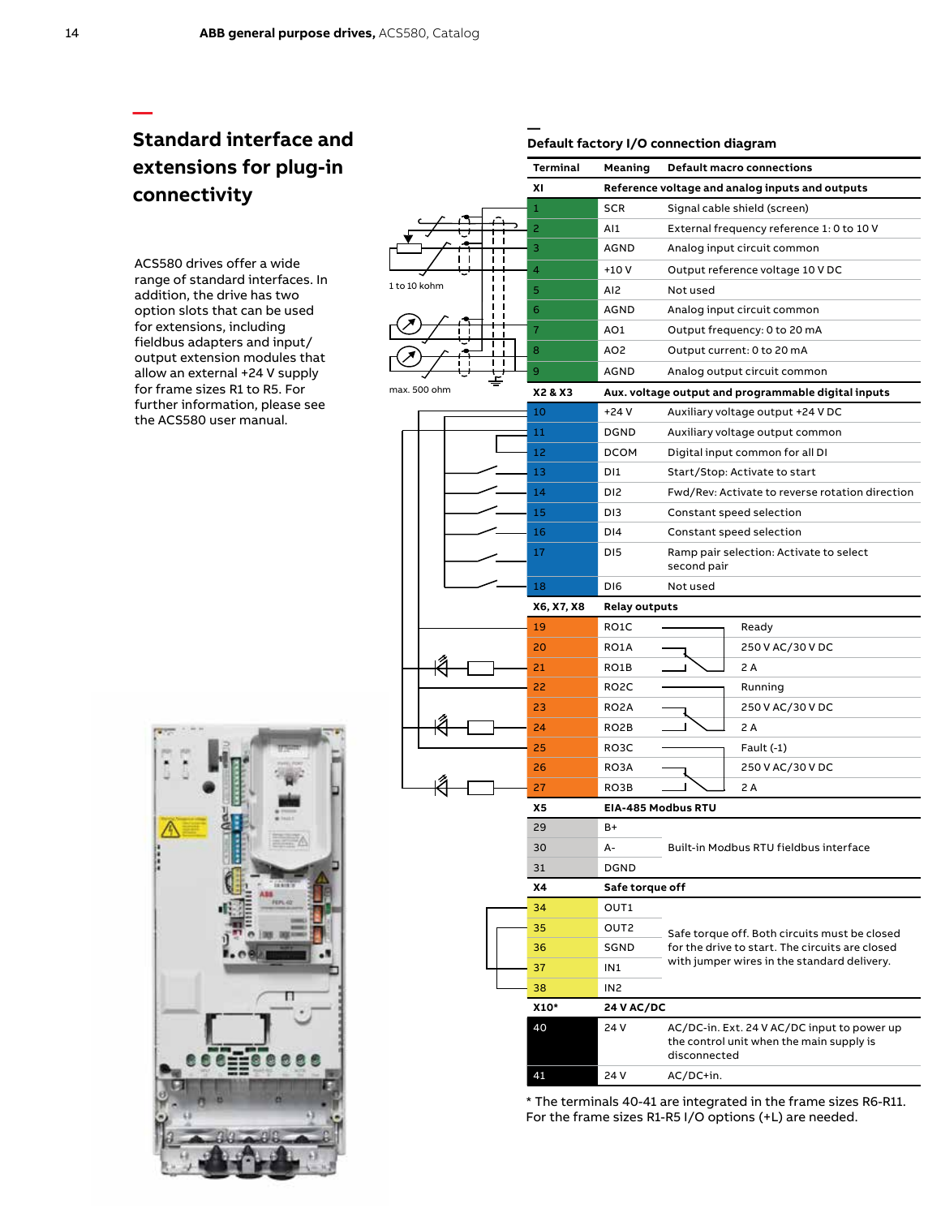## Standard interface and extensions for plug-in connectivity

ACS580 drives offer a wide range of standard interfaces. In addition, the drive has two option slots that can be used for extensions, including fieldbus adapters and input/output extension modules that allow an external +24 V supply for frame sizes R1 to R5. For further information, please see the ACS580 user manual.

### Default factory I/O connection diagram

1 to 10 kohm

max. 500 ohm

| Terminal | Meaning | Default macro connections |
|---|---|---|
| **XI** | **Reference voltage and analog inputs and outputs** | |
| 1 | SCR | Signal cable shield (screen) |
| 2 | AI1 | External frequency reference 1: 0 to 10 V |
| 3 | AGND | Analog input circuit common |
| 4 | +10 V | Output reference voltage 10 V DC |
| 5 | AI2 | Not used |
| 6 | AGND | Analog input circuit common |
| 7 | AO1 | Output frequency: 0 to 20 mA |
| 8 | AO2 | Output current: 0 to 20 mA |
| 9 | AGND | Analog output circuit common |
| **X2 & X3** | **Aux. voltage output and programmable digital inputs** | |
| 10 | +24 V | Auxiliary voltage output +24 V DC |
| 11 | DGND | Auxiliary voltage output common |
| 12 | DCOM | Digital input common for all DI |
| 13 | DI1 | Start/Stop: Activate to start |
| 14 | DI2 | Fwd/Rev: Activate to reverse rotation direction |
| 15 | DI3 | Constant speed selection |
| 16 | DI4 | Constant speed selection |
| 17 | DI5 | Ramp pair selection: Activate to select second pair |
| 18 | DI6 | Not used |
| **X6, X7, X8** | **Relay outputs** | |
| 19 | RO1C | Ready |
| 20 | RO1A | 250 V AC/30 V DC |
| 21 | RO1B | 2 A |
| 22 | RO2C | Running |
| 23 | RO2A | 250 V AC/30 V DC |
| 24 | RO2B | 2 A |
| 25 | RO3C | Fault (-1) |
| 26 | RO3A | 250 V AC/30 V DC |
| 27 | RO3B | 2 A |
| **X5** | **EIA-485 Modbus RTU** | |
| 29 | B+ | Built-in Modbus RTU fieldbus interface |
| 30 | A- | |
| 31 | DGND | |
| **X4** | **Safe torque off** | |
| 34 | OUT1 | Safe torque off. Both circuits must be closed for the drive to start. The circuits are closed with jumper wires in the standard delivery. |
| 35 | OUT2 | |
| 36 | SGND | |
| 37 | IN1 | |
| 38 | IN2 | |
| **X10*** | **24 V AC/DC** | |
| 40 | 24 V | AC/DC-in. Ext. 24 V AC/DC input to power up the control unit when the main supply is disconnected |
| 41 | 24 V | AC/DC+in. |

* The terminals 40-41 are integrated in the frame sizes R6-R11. For the frame sizes R1-R5 I/O options (+L) are needed.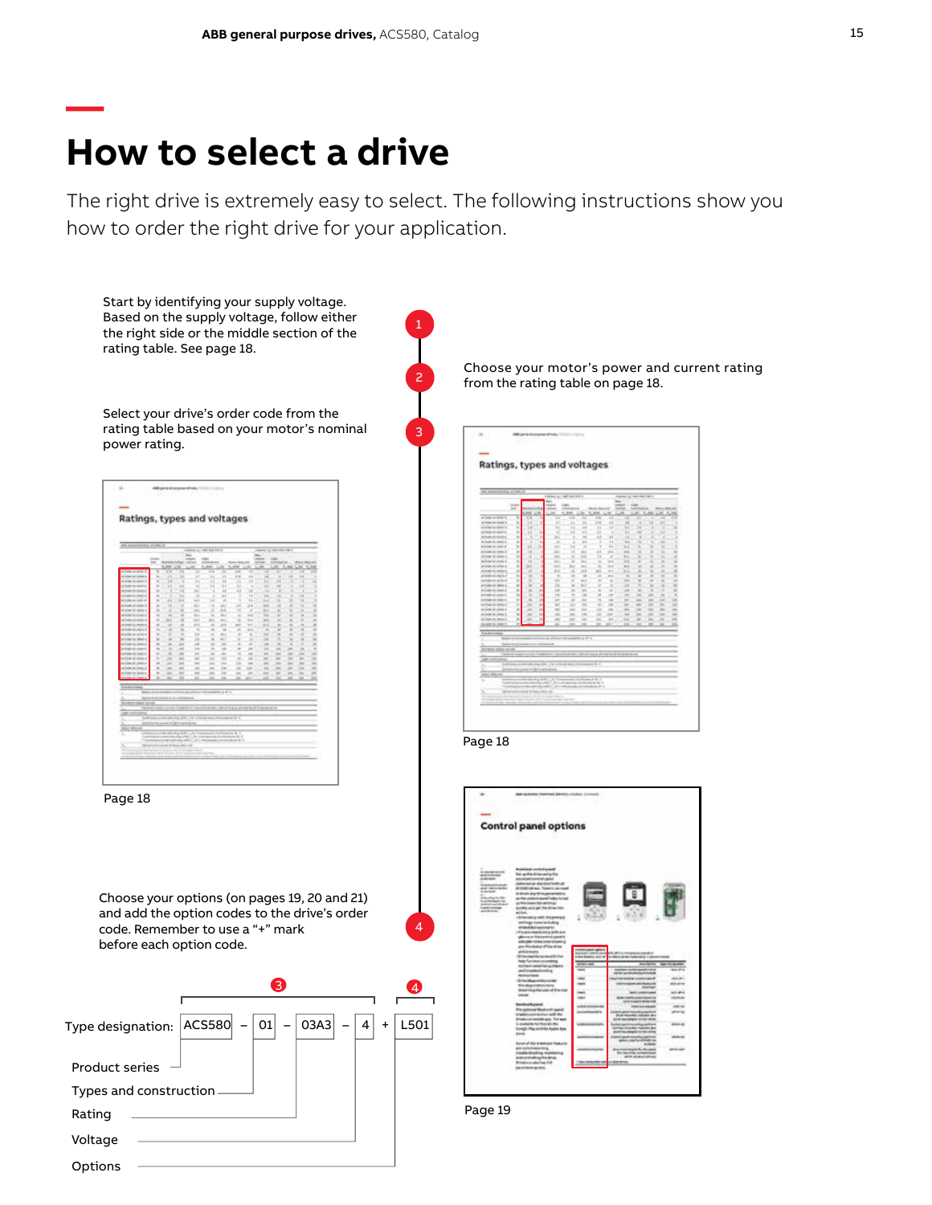# How to select a drive

The right drive is extremely easy to select. The following instructions show you how to order the right drive for your application.

1. Start by identifying your supply voltage. Based on the supply voltage, follow either the right side or the middle section of the rating table. See page 18.

2. Choose your motor's power and current rating from the rating table on page 18.

3. Select your drive's order code from the rating table based on your motor's nominal power rating.

Page 18

Page 18

4. Choose your options (on pages 19, 20 and 21) and add the option codes to the drive's order code. Remember to use a "+" mark before each option code.

Page 19

Type designation: ACS580 – 01 – 03A3 – 4 + L501

- Product series: ACS580
- Types and construction: 01
- Rating: 03A3 (3)
- Voltage: 4
- Options: L501 (4)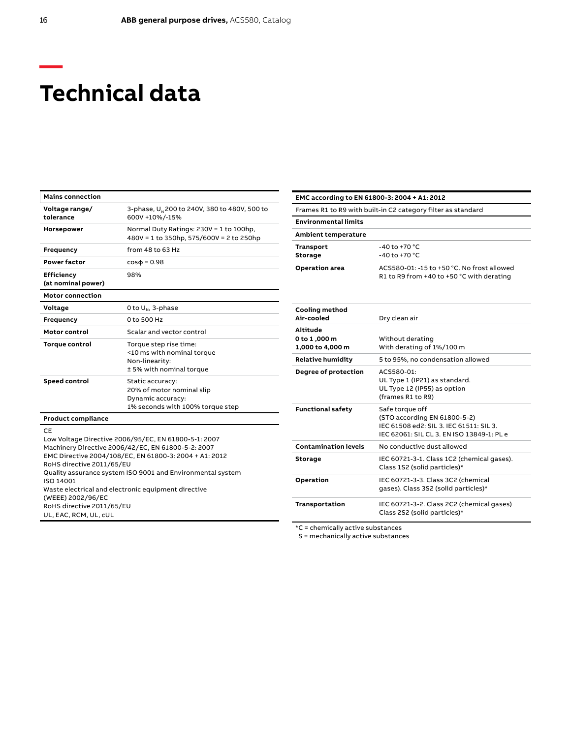# Technical data

| Mains connection | |
|---|---|
| **Voltage range/ tolerance** | 3-phase, $U_N$ 200 to 240V, 380 to 480V, 500 to 600V +10%/-15% |
| **Horsepower** | Normal Duty Ratings: 230V = 1 to 100hp, 480V = 1 to 350hp, 575/600V = 2 to 250hp |
| **Frequency** | from 48 to 63 Hz |
| **Power factor** | cosϕ = 0.98 |
| **Efficiency (at nominal power)** | 98% |
| **Motor connection** | |
| **Voltage** | 0 to $U_N$, 3-phase |
| **Frequency** | 0 to 500 Hz |
| **Motor control** | Scalar and vector control |
| **Torque control** | Torque step rise time: <10 ms with nominal torque Non-linearity: ± 5% with nominal torque |
| **Speed control** | Static accuracy: 20% of motor nominal slip Dynamic accuracy: 1% seconds with 100% torque step |
| **Product compliance** | |
| CE Low Voltage Directive 2006/95/EC, EN 61800-5-1: 2007 Machinery Directive 2006/42/EC, EN 61800-5-2: 2007 EMC Directive 2004/108/EC, EN 61800-3: 2004 + A1: 2012 RoHS directive 2011/65/EU Quality assurance system ISO 9001 and Environmental system ISO 14001 Waste electrical and electronic equipment directive (WEEE) 2002/96/EC RoHS directive 2011/65/EU UL, EAC, RCM, UL, cUL | |

| EMC according to EN 61800-3: 2004 + A1: 2012 | |
|---|---|
| Frames R1 to R9 with built-in C2 category filter as standard | |
| **Environmental limits** | |
| **Ambient temperature** | |
| **Transport** | -40 to +70 °C |
| **Storage** | -40 to +70 °C |
| **Operation area** | ACS580-01: -15 to +50 °C. No frost allowed R1 to R9 from +40 to +50 °C with derating |
| **Cooling method** | |
| **Air-cooled** | Dry clean air |
| **Altitude** | |
| **0 to 1 ,000 m** | Without derating |
| **1,000 to 4,000 m** | With derating of 1%/100 m |
| **Relative humidity** | 5 to 95%, no condensation allowed |
| **Degree of protection** | ACS580-01: UL Type 1 (IP21) as standard. UL Type 12 (IP55) as option (frames R1 to R9) |
| **Functional safety** | Safe torque off (STO according EN 61800-5-2) IEC 61508 ed2: SIL 3. IEC 61511: SIL 3. IEC 62061: SIL CL 3. EN ISO 13849-1: PL e |
| **Contamination levels** | No conductive dust allowed |
| **Storage** | IEC 60721-3-1. Class 1C2 (chemical gases). Class 1S2 (solid particles)* |
| **Operation** | IEC 60721-3-3. Class 3C2 (chemical gases). Class 3S2 (solid particles)* |
| **Transportation** | IEC 60721-3-2. Class 2C2 (chemical gases) Class 2S2 (solid particles)* |

*C = chemically active substances
S = mechanically active substances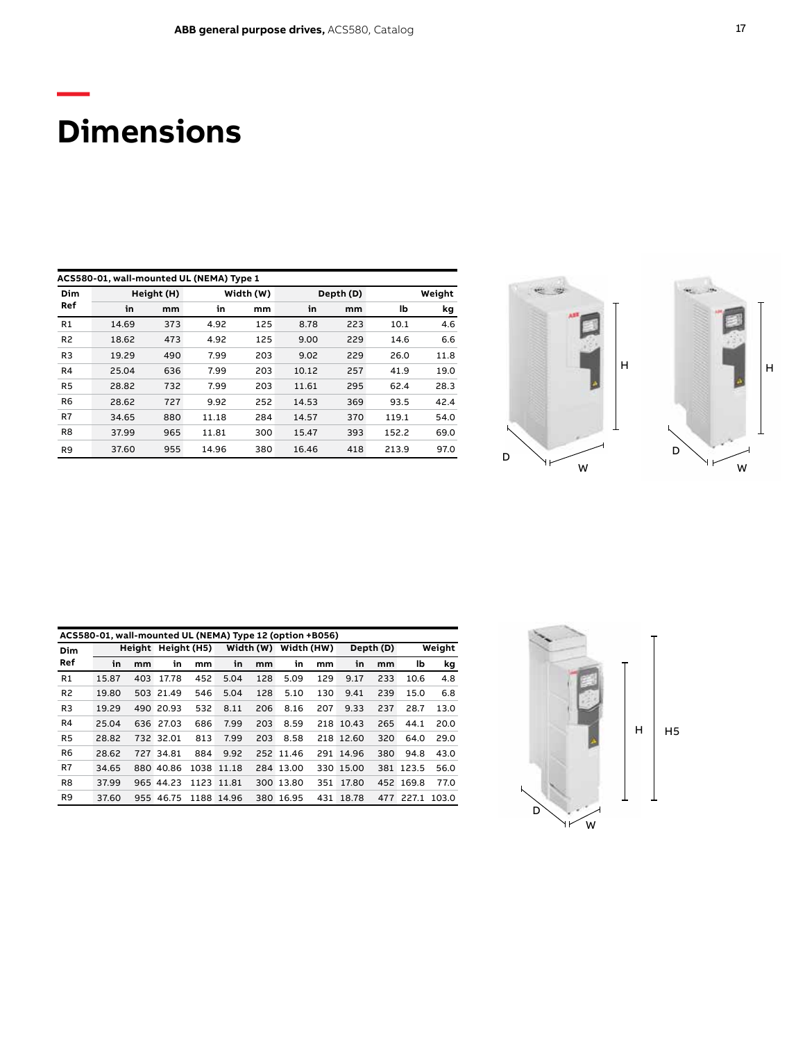# Dimensions

| ACS580-01, wall-mounted UL (NEMA) Type 1 | | | | | | | | |
|---|---|---|---|---|---|---|---|---|
| Dim Ref | Height (H) | | Width (W) | | Depth (D) | | Weight | |
| | in | mm | in | mm | in | mm | lb | kg |
| R1 | 14.69 | 373 | 4.92 | 125 | 8.78 | 223 | 10.1 | 4.6 |
| R2 | 18.62 | 473 | 4.92 | 125 | 9.00 | 229 | 14.6 | 6.6 |
| R3 | 19.29 | 490 | 7.99 | 203 | 9.02 | 229 | 26.0 | 11.8 |
| R4 | 25.04 | 636 | 7.99 | 203 | 10.12 | 257 | 41.9 | 19.0 |
| R5 | 28.82 | 732 | 7.99 | 203 | 11.61 | 295 | 62.4 | 28.3 |
| R6 | 28.62 | 727 | 9.92 | 252 | 14.53 | 369 | 93.5 | 42.4 |
| R7 | 34.65 | 880 | 11.18 | 284 | 14.57 | 370 | 119.1 | 54.0 |
| R8 | 37.99 | 965 | 11.81 | 300 | 15.47 | 393 | 152.2 | 69.0 |
| R9 | 37.60 | 955 | 14.96 | 380 | 16.46 | 418 | 213.9 | 97.0 |

| ACS580-01, wall-mounted UL (NEMA) Type 12 (option +B056) | | | | | | | | | | | | | | |
|---|---|---|---|---|---|---|---|---|---|---|---|---|---|---|
| Dim Ref | Height | | Height (H5) | | Width (W) | | Width (HW) | | Depth (D) | | Weight | |
| | in | mm | in | mm | in | mm | in | mm | in | mm | lb | kg |
| R1 | 15.87 | 403 | 17.78 | 452 | 5.04 | 128 | 5.09 | 129 | 9.17 | 233 | 10.6 | 4.8 |
| R2 | 19.80 | 503 | 21.49 | 546 | 5.04 | 128 | 5.10 | 130 | 9.41 | 239 | 15.0 | 6.8 |
| R3 | 19.29 | 490 | 20.93 | 532 | 8.11 | 206 | 8.16 | 207 | 9.33 | 237 | 28.7 | 13.0 |
| R4 | 25.04 | 636 | 27.03 | 686 | 7.99 | 203 | 8.59 | 218 | 10.43 | 265 | 44.1 | 20.0 |
| R5 | 28.82 | 732 | 32.01 | 813 | 7.99 | 203 | 8.58 | 218 | 12.60 | 320 | 64.0 | 29.0 |
| R6 | 28.62 | 727 | 34.81 | 884 | 9.92 | 252 | 11.46 | 291 | 14.96 | 380 | 94.8 | 43.0 |
| R7 | 34.65 | 880 | 40.86 | 1038 | 11.18 | 284 | 13.00 | 330 | 15.00 | 381 | 123.5 | 56.0 |
| R8 | 37.99 | 965 | 44.23 | 1123 | 11.81 | 300 | 13.80 | 351 | 17.80 | 452 | 169.8 | 77.0 |
| R9 | 37.60 | 955 | 46.75 | 1188 | 14.96 | 380 | 16.95 | 431 | 18.78 | 477 | 227.1 | 103.0 |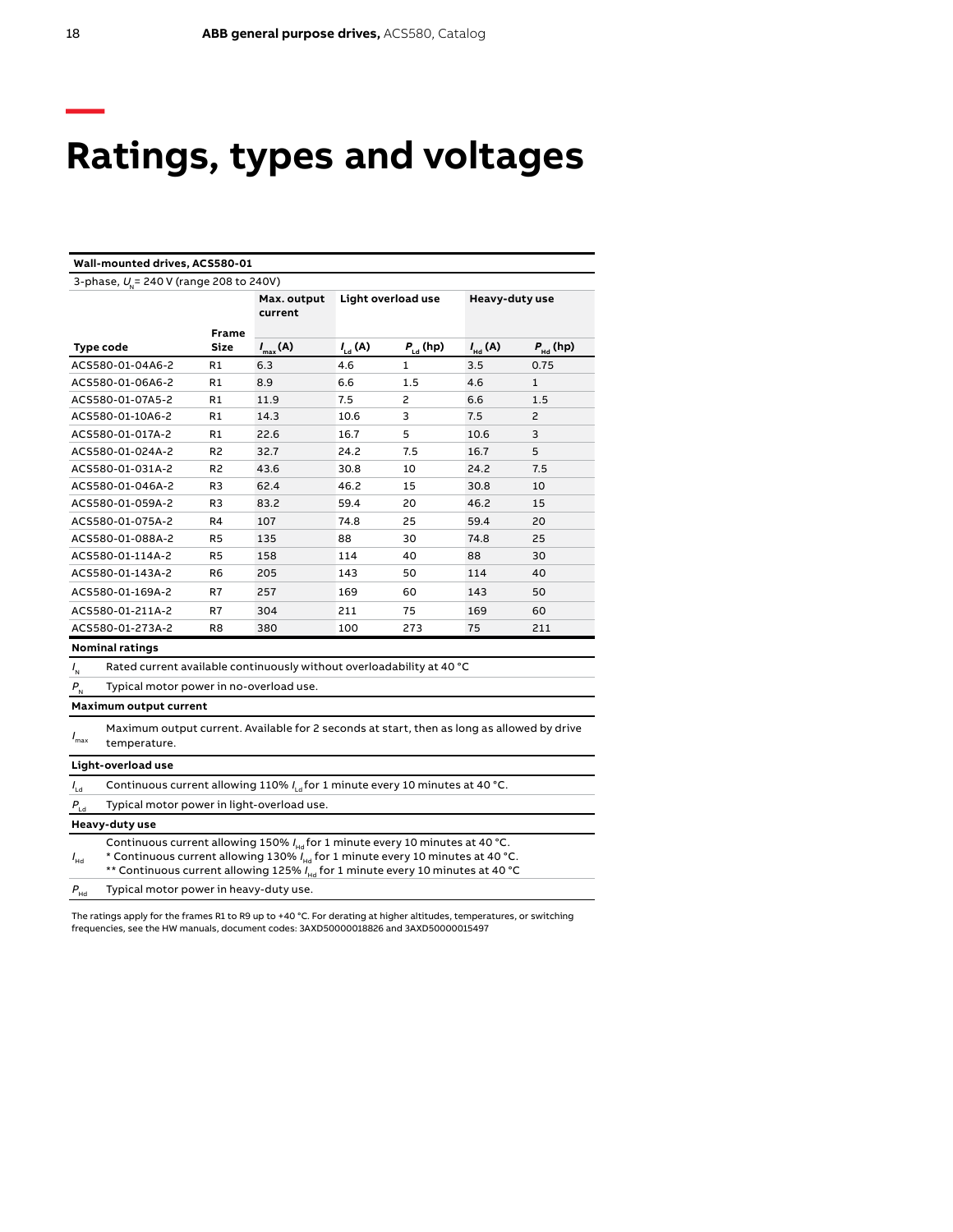# Ratings, types and voltages

| Wall-mounted drives, ACS580-01 | | | | | | |
|---|---|---|---|---|---|---|
| 3-phase, $U_N$ = 240 V (range 208 to 240V) | | | | | | |
| | | Max. output current | Light overload use | | Heavy-duty use | |
| Type code | Frame Size | $I_{max}$ (A) | $I_{Ld}$ (A) | $P_{Ld}$ (hp) | $I_{Hd}$ (A) | $P_{Hd}$ (hp) |
| ACS580-01-04A6-2 | R1 | 6.3 | 4.6 | 1 | 3.5 | 0.75 |
| ACS580-01-06A6-2 | R1 | 8.9 | 6.6 | 1.5 | 4.6 | 1 |
| ACS580-01-07A5-2 | R1 | 11.9 | 7.5 | 2 | 6.6 | 1.5 |
| ACS580-01-10A6-2 | R1 | 14.3 | 10.6 | 3 | 7.5 | 2 |
| ACS580-01-017A-2 | R1 | 22.6 | 16.7 | 5 | 10.6 | 3 |
| ACS580-01-024A-2 | R2 | 32.7 | 24.2 | 7.5 | 16.7 | 5 |
| ACS580-01-031A-2 | R2 | 43.6 | 30.8 | 10 | 24.2 | 7.5 |
| ACS580-01-046A-2 | R3 | 62.4 | 46.2 | 15 | 30.8 | 10 |
| ACS580-01-059A-2 | R3 | 83.2 | 59.4 | 20 | 46.2 | 15 |
| ACS580-01-075A-2 | R4 | 107 | 74.8 | 25 | 59.4 | 20 |
| ACS580-01-088A-2 | R5 | 135 | 88 | 30 | 74.8 | 25 |
| ACS580-01-114A-2 | R5 | 158 | 114 | 40 | 88 | 30 |
| ACS580-01-143A-2 | R6 | 205 | 143 | 50 | 114 | 40 |
| ACS580-01-169A-2 | R7 | 257 | 169 | 60 | 143 | 50 |
| ACS580-01-211A-2 | R7 | 304 | 211 | 75 | 169 | 60 |
| ACS580-01-273A-2 | R8 | 380 | 100 | 273 | 75 | 211 |

| Nominal ratings | |
|---|---|
| $I_N$ | Rated current available continuously without overloadability at 40 °C |
| $P_N$ | Typical motor power in no-overload use. |
| **Maximum output current** | |
| $I_{max}$ | Maximum output current. Available for 2 seconds at start, then as long as allowed by drive temperature. |
| **Light-overload use** | |
| $I_{Ld}$ | Continuous current allowing 110% $I_{Ld}$ for 1 minute every 10 minutes at 40 °C. |
| $P_{Ld}$ | Typical motor power in light-overload use. |
| **Heavy-duty use** | |
| $I_{Hd}$ | Continuous current allowing 150% $I_{Hd}$ for 1 minute every 10 minutes at 40 °C. * Continuous current allowing 130% $I_{Hd}$ for 1 minute every 10 minutes at 40 °C. ** Continuous current allowing 125% $I_{Hd}$ for 1 minute every 10 minutes at 40 °C |
| $P_{Hd}$ | Typical motor power in heavy-duty use. |

The ratings apply for the frames R1 to R9 up to +40 °C. For derating at higher altitudes, temperatures, or switching frequencies, see the HW manuals, document codes: 3AXD50000018826 and 3AXD50000015497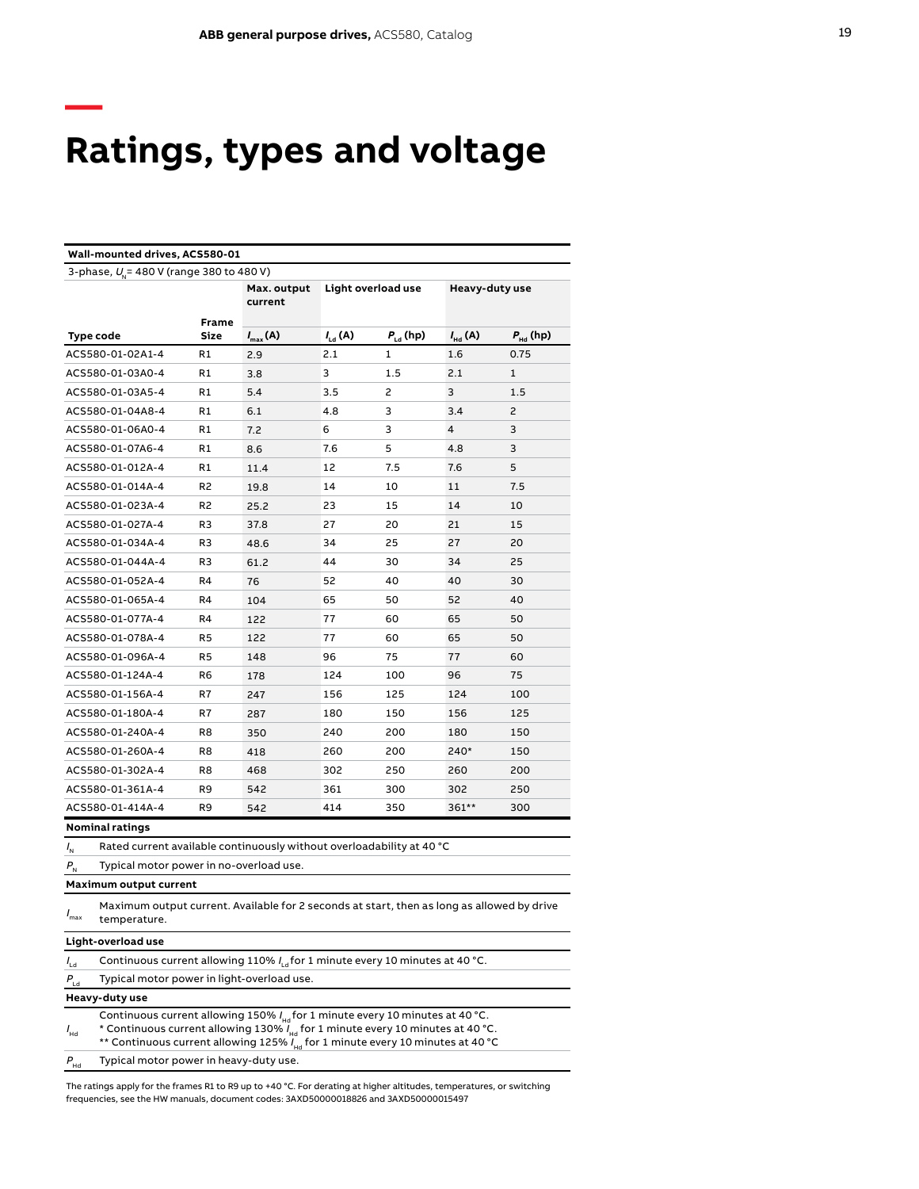# Ratings, types and voltage

| **Wall-mounted drives, ACS580-01** | | | | | | |
|---|---|---|---|---|---|---|
| 3-phase, $U_N$ = 480 V (range 380 to 480 V) | | | | | | |
| | | **Max. output current** | **Light overload use** | | **Heavy-duty use** | |
| **Type code** | **Frame Size** | $I_{max}$ **(A)** | $I_{Ld}$ **(A)** | $P_{Ld}$ **(hp)** | $I_{Hd}$ **(A)** | $P_{Hd}$ **(hp)** |
| ACS580-01-02A1-4 | R1 | 2.9 | 2.1 | 1 | 1.6 | 0.75 |
| ACS580-01-03A0-4 | R1 | 3.8 | 3 | 1.5 | 2.1 | 1 |
| ACS580-01-03A5-4 | R1 | 5.4 | 3.5 | 2 | 3 | 1.5 |
| ACS580-01-04A8-4 | R1 | 6.1 | 4.8 | 3 | 3.4 | 2 |
| ACS580-01-06A0-4 | R1 | 7.2 | 6 | 3 | 4 | 3 |
| ACS580-01-07A6-4 | R1 | 8.6 | 7.6 | 5 | 4.8 | 3 |
| ACS580-01-012A-4 | R1 | 11.4 | 12 | 7.5 | 7.6 | 5 |
| ACS580-01-014A-4 | R2 | 19.8 | 14 | 10 | 11 | 7.5 |
| ACS580-01-023A-4 | R2 | 25.2 | 23 | 15 | 14 | 10 |
| ACS580-01-027A-4 | R3 | 37.8 | 27 | 20 | 21 | 15 |
| ACS580-01-034A-4 | R3 | 48.6 | 34 | 25 | 27 | 20 |
| ACS580-01-044A-4 | R3 | 61.2 | 44 | 30 | 34 | 25 |
| ACS580-01-052A-4 | R4 | 76 | 52 | 40 | 40 | 30 |
| ACS580-01-065A-4 | R4 | 104 | 65 | 50 | 52 | 40 |
| ACS580-01-077A-4 | R4 | 122 | 77 | 60 | 65 | 50 |
| ACS580-01-078A-4 | R5 | 122 | 77 | 60 | 65 | 50 |
| ACS580-01-096A-4 | R5 | 148 | 96 | 75 | 77 | 60 |
| ACS580-01-124A-4 | R6 | 178 | 124 | 100 | 96 | 75 |
| ACS580-01-156A-4 | R7 | 247 | 156 | 125 | 124 | 100 |
| ACS580-01-180A-4 | R7 | 287 | 180 | 150 | 156 | 125 |
| ACS580-01-240A-4 | R8 | 350 | 240 | 200 | 180 | 150 |
| ACS580-01-260A-4 | R8 | 418 | 260 | 200 | 240* | 150 |
| ACS580-01-302A-4 | R8 | 468 | 302 | 250 | 260 | 200 |
| ACS580-01-361A-4 | R9 | 542 | 361 | 300 | 302 | 250 |
| ACS580-01-414A-4 | R9 | 542 | 414 | 350 | 361** | 300 |

| **Nominal ratings** | |
|---|---|
| $I_N$ | Rated current available continuously without overloadability at 40 °C |
| $P_N$ | Typical motor power in no-overload use. |
| **Maximum output current** | |
| $I_{max}$ | Maximum output current. Available for 2 seconds at start, then as long as allowed by drive temperature. |
| **Light-overload use** | |
| $I_{Ld}$ | Continuous current allowing 110% $I_{Ld}$ for 1 minute every 10 minutes at 40 °C. |
| $P_{Ld}$ | Typical motor power in light-overload use. |
| **Heavy-duty use** | |
| $I_{Hd}$ | Continuous current allowing 150% $I_{Hd}$ for 1 minute every 10 minutes at 40 °C.<br>* Continuous current allowing 130% $I_{Hd}$ for 1 minute every 10 minutes at 40 °C.<br>** Continuous current allowing 125% $I_{Hd}$ for 1 minute every 10 minutes at 40 °C |
| $P_{Hd}$ | Typical motor power in heavy-duty use. |

The ratings apply for the frames R1 to R9 up to +40 °C. For derating at higher altitudes, temperatures, or switching frequencies, see the HW manuals, document codes: 3AXD50000018826 and 3AXD50000015497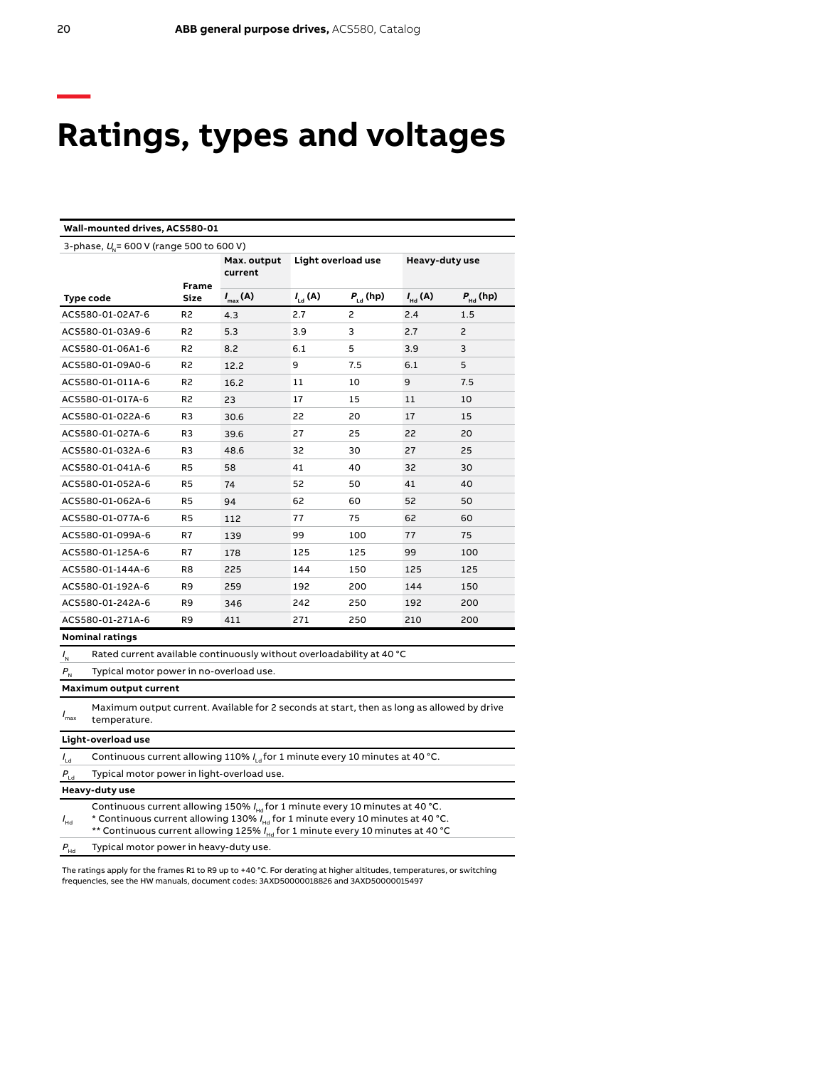# Ratings, types and voltages

| Wall-mounted drives, ACS580-01 | | | | | | |
|---|---|---|---|---|---|---|
| 3-phase, $U_N$ = 600 V (range 500 to 600 V) | | | | | | |
| | | Max. output current | Light overload use | | Heavy-duty use | |
| Type code | Frame Size | $I_{max}$ (A) | $I_{Ld}$ (A) | $P_{Ld}$ (hp) | $I_{Hd}$ (A) | $P_{Hd}$ (hp) |
| ACS580-01-02A7-6 | R2 | 4.3 | 2.7 | 2 | 2.4 | 1.5 |
| ACS580-01-03A9-6 | R2 | 5.3 | 3.9 | 3 | 2.7 | 2 |
| ACS580-01-06A1-6 | R2 | 8.2 | 6.1 | 5 | 3.9 | 3 |
| ACS580-01-09A0-6 | R2 | 12.2 | 9 | 7.5 | 6.1 | 5 |
| ACS580-01-011A-6 | R2 | 16.2 | 11 | 10 | 9 | 7.5 |
| ACS580-01-017A-6 | R2 | 23 | 17 | 15 | 11 | 10 |
| ACS580-01-022A-6 | R3 | 30.6 | 22 | 20 | 17 | 15 |
| ACS580-01-027A-6 | R3 | 39.6 | 27 | 25 | 22 | 20 |
| ACS580-01-032A-6 | R3 | 48.6 | 32 | 30 | 27 | 25 |
| ACS580-01-041A-6 | R5 | 58 | 41 | 40 | 32 | 30 |
| ACS580-01-052A-6 | R5 | 74 | 52 | 50 | 41 | 40 |
| ACS580-01-062A-6 | R5 | 94 | 62 | 60 | 52 | 50 |
| ACS580-01-077A-6 | R5 | 112 | 77 | 75 | 62 | 60 |
| ACS580-01-099A-6 | R7 | 139 | 99 | 100 | 77 | 75 |
| ACS580-01-125A-6 | R7 | 178 | 125 | 125 | 99 | 100 |
| ACS580-01-144A-6 | R8 | 225 | 144 | 150 | 125 | 125 |
| ACS580-01-192A-6 | R9 | 259 | 192 | 200 | 144 | 150 |
| ACS580-01-242A-6 | R9 | 346 | 242 | 250 | 192 | 200 |
| ACS580-01-271A-6 | R9 | 411 | 271 | 250 | 210 | 200 |

| Nominal ratings | |
|---|---|
| $I_N$ | Rated current available continuously without overloadability at 40 °C |
| $P_N$ | Typical motor power in no-overload use. |
| **Maximum output current** | |
| $I_{max}$ | Maximum output current. Available for 2 seconds at start, then as long as allowed by drive temperature. |
| **Light-overload use** | |
| $I_{Ld}$ | Continuous current allowing 110% $I_{Ld}$ for 1 minute every 10 minutes at 40 °C. |
| $P_{Ld}$ | Typical motor power in light-overload use. |
| **Heavy-duty use** | |
| $I_{Hd}$ | Continuous current allowing 150% $I_{Hd}$ for 1 minute every 10 minutes at 40 °C.<br>* Continuous current allowing 130% $I_{Hd}$ for 1 minute every 10 minutes at 40 °C.<br>** Continuous current allowing 125% $I_{Hd}$ for 1 minute every 10 minutes at 40 °C |
| $P_{Hd}$ | Typical motor power in heavy-duty use. |

The ratings apply for the frames R1 to R9 up to +40 °C. For derating at higher altitudes, temperatures, or switching frequencies, see the HW manuals, document codes: 3AXD50000018826 and 3AXD50000015497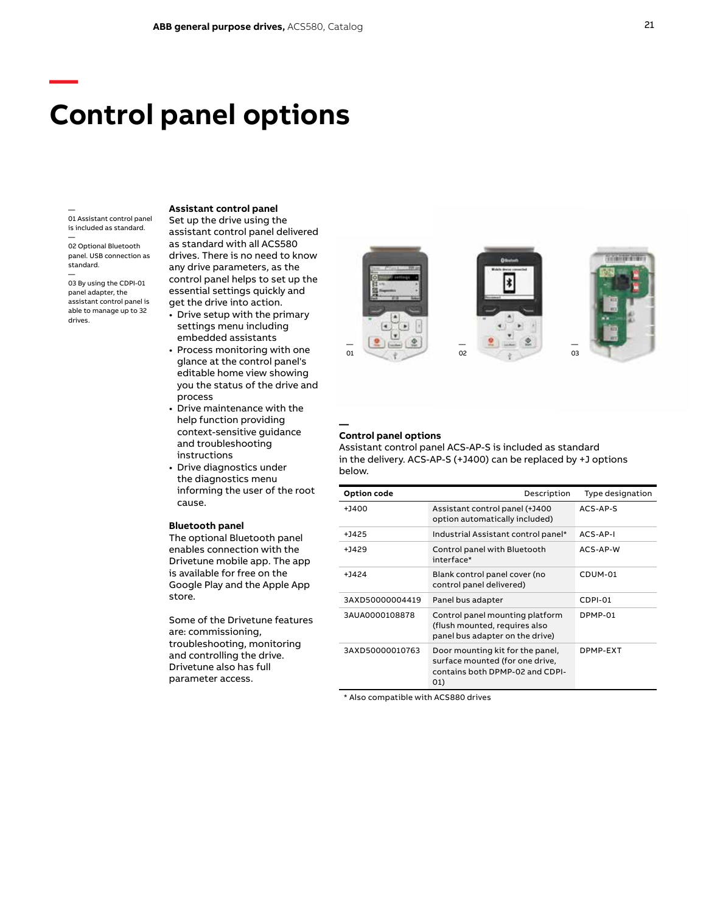# Control panel options

01 Assistant control panel is included as standard.

02 Optional Bluetooth panel. USB connection as standard.

03 By using the CDPI-01 panel adapter, the assistant control panel is able to manage up to 32 drives.

**Assistant control panel**

Set up the drive using the assistant control panel delivered as standard with all ACS580 drives. There is no need to know any drive parameters, as the control panel helps to set up the essential settings quickly and get the drive into action.

- Drive setup with the primary settings menu including embedded assistants
- Process monitoring with one glance at the control panel's editable home view showing you the status of the drive and process
- Drive maintenance with the help function providing context-sensitive guidance and troubleshooting instructions
- Drive diagnostics under the diagnostics menu informing the user of the root cause.

**Bluetooth panel**

The optional Bluetooth panel enables connection with the Drivetune mobile app. The app is available for free on the Google Play and the Apple App store.

Some of the Drivetune features are: commissioning, troubleshooting, monitoring and controlling the drive. Drivetune also has full parameter access.

01 02 03

**Control panel options**

Assistant control panel ACS-AP-S is included as standard in the delivery. ACS-AP-S (+J400) can be replaced by +J options below.

| Option code | Description | Type designation |
| --- | --- | --- |
| +J400 | Assistant control panel (+J400 option automatically included) | ACS-AP-S |
| +J425 | Industrial Assistant control panel* | ACS-AP-I |
| +J429 | Control panel with Bluetooth interface* | ACS-AP-W |
| +J424 | Blank control panel cover (no control panel delivered) | CDUM-01 |
| 3AXD50000004419 | Panel bus adapter | CDPI-01 |
| 3AUA0000108878 | Control panel mounting platform (flush mounted, requires also panel bus adapter on the drive) | DPMP-01 |
| 3AXD50000010763 | Door mounting kit for the panel, surface mounted (for one drive, contains both DPMP-02 and CDPI-01) | DPMP-EXT |

* Also compatible with ACS880 drives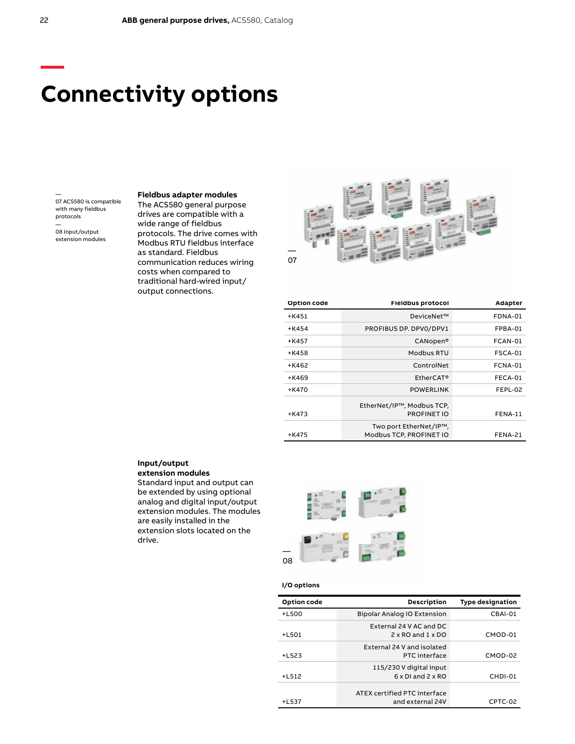# Connectivity options

— 07 ACS580 is compatible with many fieldbus protocols

— 08 Input/output extension modules

**Fieldbus adapter modules**
The ACS580 general purpose drives are compatible with a wide range of fieldbus protocols. The drive comes with Modbus RTU fieldbus interface as standard. Fieldbus communication reduces wiring costs when compared to traditional hard-wired input/output connections.

— 07

| Option code | Fieldbus protocol | Adapter |
|---|---|---|
| +K451 | DeviceNet™ | FDNA-01 |
| +K454 | PROFIBUS DP, DPV0/DPV1 | FPBA-01 |
| +K457 | CANopen® | FCAN-01 |
| +K458 | Modbus RTU | FSCA-01 |
| +K462 | ControlNet | FCNA-01 |
| +K469 | EtherCAT® | FECA-01 |
| +K470 | POWERLINK | FEPL-02 |
| +K473 | EtherNet/IP™, Modbus TCP, PROFINET IO | FENA-11 |
| +K475 | Two port EtherNet/IP™, Modbus TCP, PROFINET IO | FENA-21 |

**Input/output extension modules**
Standard input and output can be extended by using optional analog and digital input/output extension modules. The modules are easily installed in the extension slots located on the drive.

— 08

**I/O options**

| Option code | Description | Type designation |
|---|---|---|
| +L500 | Bipolar Analog IO Extension | CBAI-01 |
| +L501 | External 24 V AC and DC 2 x RO and 1 x DO | CMOD-01 |
| +L523 | External 24 V and isolated PTC interface | CMOD-02 |
| +L512 | 115/230 V digital input 6 x DI and 2 x RO | CHDI-01 |
| +L537 | ATEX certified PTC interface and external 24V | CPTC-02 |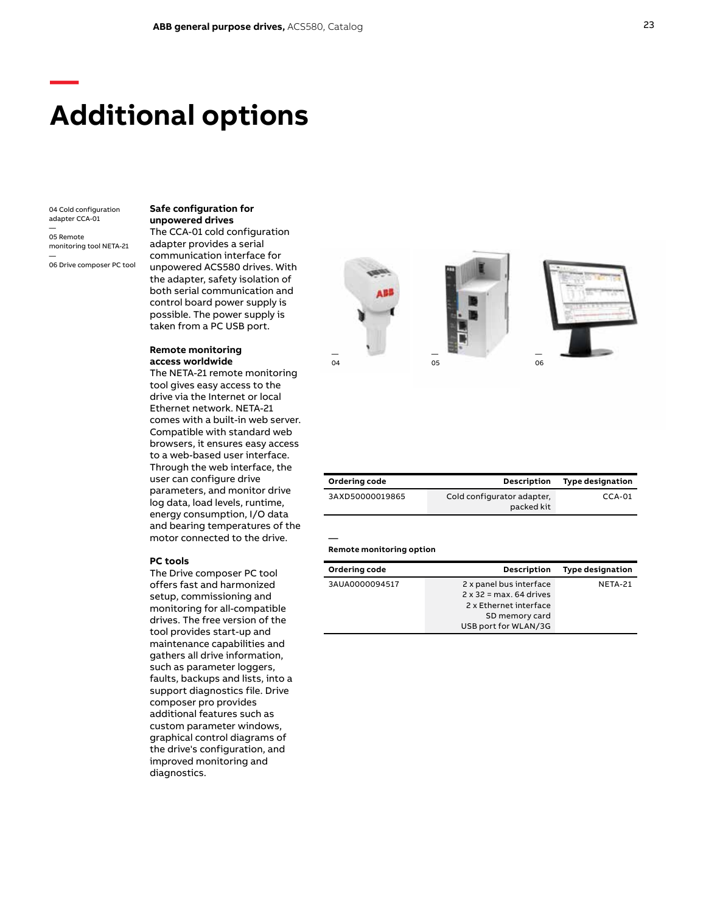# Additional options

04 Cold configuration adapter CCA-01

05 Remote monitoring tool NETA-21

06 Drive composer PC tool

**Safe configuration for unpowered drives**
The CCA-01 cold configuration adapter provides a serial communication interface for unpowered ACS580 drives. With the adapter, safety isolation of both serial communication and control board power supply is possible. The power supply is taken from a PC USB port.

**Remote monitoring access worldwide**
The NETA-21 remote monitoring tool gives easy access to the drive via the Internet or local Ethernet network. NETA-21 comes with a built-in web server. Compatible with standard web browsers, it ensures easy access to a web-based user interface. Through the web interface, the user can configure drive parameters, and monitor drive log data, load levels, runtime, energy consumption, I/O data and bearing temperatures of the motor connected to the drive.

**PC tools**
The Drive composer PC tool offers fast and harmonized setup, commissioning and monitoring for all-compatible drives. The free version of the tool provides start-up and maintenance capabilities and gathers all drive information, such as parameter loggers, faults, backups and lists, into a support diagnostics file. Drive composer pro provides additional features such as custom parameter windows, graphical control diagrams of the drive's configuration, and improved monitoring and diagnostics.

| Ordering code | Description | Type designation |
|---|---|---|
| 3AXD50000019865 | Cold configurator adapter, packed kit | CCA-01 |

**Remote monitoring option**

| Ordering code | Description | Type designation |
|---|---|---|
| 3AUA0000094517 | 2 x panel bus interface<br>2 x 32 = max. 64 drives<br>2 x Ethernet interface<br>SD memory card<br>USB port for WLAN/3G | NETA-21 |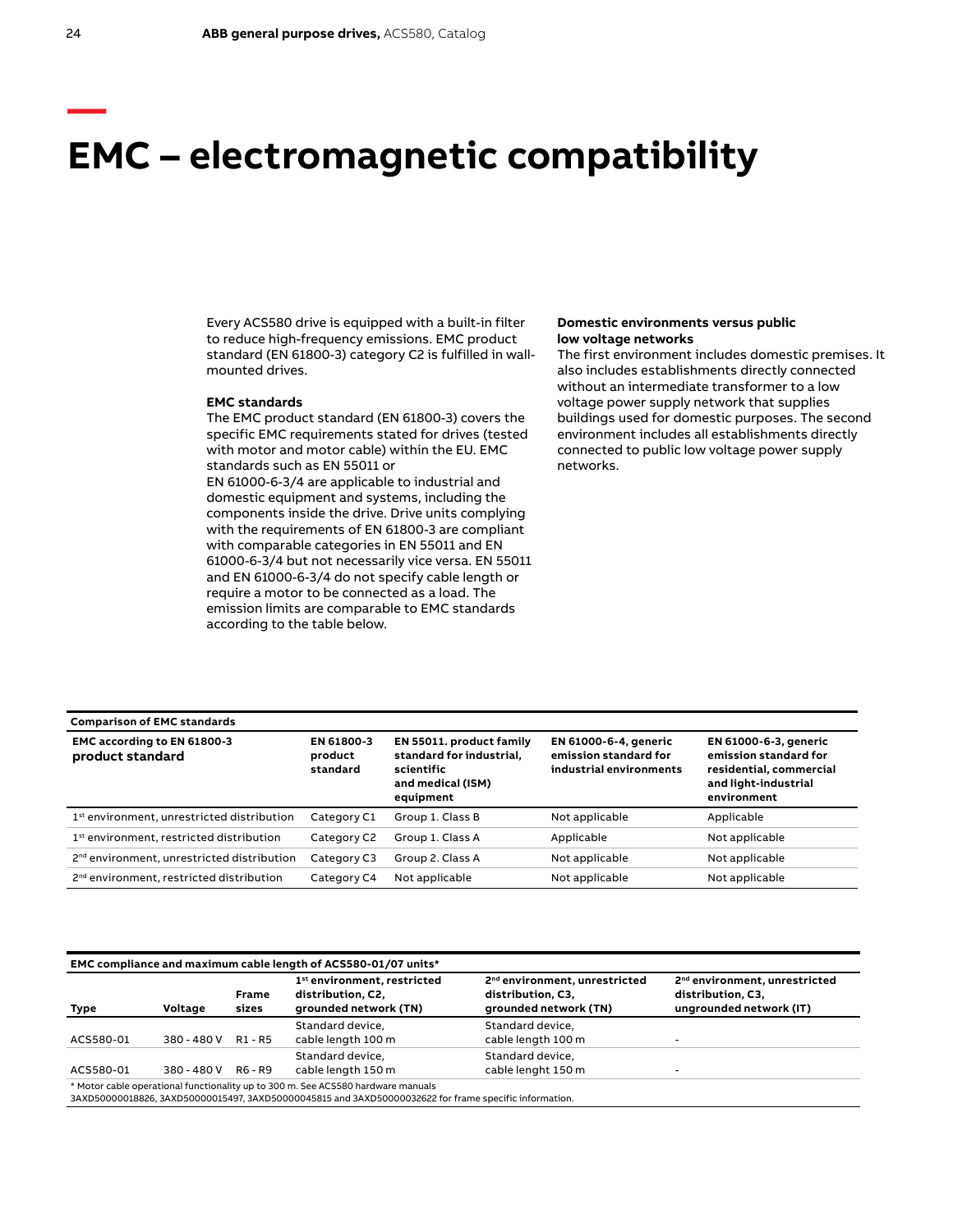# EMC – electromagnetic compatibility

Every ACS580 drive is equipped with a built-in filter to reduce high-frequency emissions. EMC product standard (EN 61800-3) category C2 is fulfilled in wall-mounted drives.

**EMC standards**

The EMC product standard (EN 61800-3) covers the specific EMC requirements stated for drives (tested with motor and motor cable) within the EU. EMC standards such as EN 55011 or EN 61000-6-3/4 are applicable to industrial and domestic equipment and systems, including the components inside the drive. Drive units complying with the requirements of EN 61800-3 are compliant with comparable categories in EN 55011 and EN 61000-6-3/4 but not necessarily vice versa. EN 55011 and EN 61000-6-3/4 do not specify cable length or require a motor to be connected as a load. The emission limits are comparable to EMC standards according to the table below.

**Domestic environments versus public low voltage networks**

The first environment includes domestic premises. It also includes establishments directly connected without an intermediate transformer to a low voltage power supply network that supplies buildings used for domestic purposes. The second environment includes all establishments directly connected to public low voltage power supply networks.

**Comparison of EMC standards**

| EMC according to EN 61800-3 product standard | EN 61800-3 product standard | EN 55011. product family standard for industrial, scientific and medical (ISM) equipment | EN 61000-6-4, generic emission standard for industrial environments | EN 61000-6-3, generic emission standard for residential, commercial and light-industrial environment |
|---|---|---|---|---|
| 1st environment, unrestricted distribution | Category C1 | Group 1. Class B | Not applicable | Applicable |
| 1st environment, restricted distribution | Category C2 | Group 1. Class A | Applicable | Not applicable |
| 2nd environment, unrestricted distribution | Category C3 | Group 2. Class A | Not applicable | Not applicable |
| 2nd environment, restricted distribution | Category C4 | Not applicable | Not applicable | Not applicable |

**EMC compliance and maximum cable length of ACS580-01/07 units***

| Type | Voltage | Frame sizes | 1st environment, restricted distribution, C2, grounded network (TN) | 2nd environment, unrestricted distribution, C3, grounded network (TN) | 2nd environment, unrestricted distribution, C3, ungrounded network (IT) |
|---|---|---|---|---|---|
| ACS580-01 | 380 - 480 V | R1 - R5 | Standard device, cable length 100 m | Standard device, cable length 100 m | - |
| ACS580-01 | 380 - 480 V | R6 - R9 | Standard device, cable length 150 m | Standard device, cable lenght 150 m | - |

\* Motor cable operational functionality up to 300 m. See ACS580 hardware manuals 3AXD50000018826, 3AXD50000015497, 3AXD50000045815 and 3AXD50000032622 for frame specific information.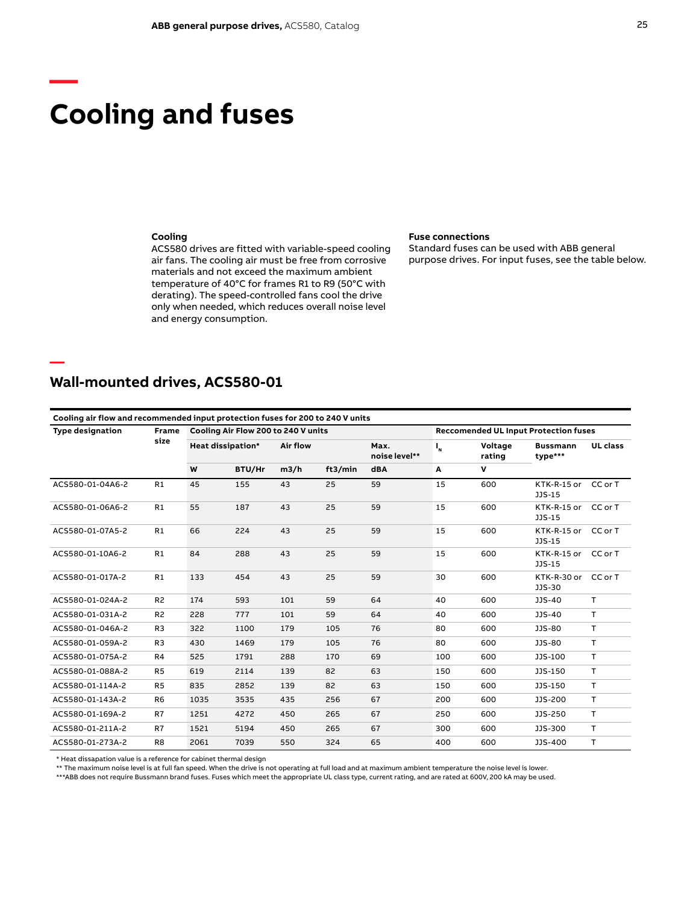# Cooling and fuses

### Cooling

ACS580 drives are fitted with variable-speed cooling air fans. The cooling air must be free from corrosive materials and not exceed the maximum ambient temperature of 40°C for frames R1 to R9 (50°C with derating). The speed-controlled fans cool the drive only when needed, which reduces overall noise level and energy consumption.

### Fuse connections

Standard fuses can be used with ABB general purpose drives. For input fuses, see the table below.

## Wall-mounted drives, ACS580-01

**Cooling air flow and recommended input protection fuses for 200 to 240 V units**

| Type designation | Frame size | Cooling Air Flow 200 to 240 V units | | | | | Reccomended UL Input Protection fuses | | | |
|---|---|---|---|---|---|---|---|---|---|---|
| | | Heat dissipation* | | Air flow | | Max. noise level** | $I_N$ | Voltage rating | Bussmann type*** | UL class |
| | | W | BTU/Hr | m3/h | ft3/min | dBA | A | V | | |
| ACS580-01-04A6-2 | R1 | 45 | 155 | 43 | 25 | 59 | 15 | 600 | KTK-R-15 or JJS-15 | CC or T |
| ACS580-01-06A6-2 | R1 | 55 | 187 | 43 | 25 | 59 | 15 | 600 | KTK-R-15 or JJS-15 | CC or T |
| ACS580-01-07A5-2 | R1 | 66 | 224 | 43 | 25 | 59 | 15 | 600 | KTK-R-15 or JJS-15 | CC or T |
| ACS580-01-10A6-2 | R1 | 84 | 288 | 43 | 25 | 59 | 15 | 600 | KTK-R-15 or JJS-15 | CC or T |
| ACS580-01-017A-2 | R1 | 133 | 454 | 43 | 25 | 59 | 30 | 600 | KTK-R-30 or JJS-30 | CC or T |
| ACS580-01-024A-2 | R2 | 174 | 593 | 101 | 59 | 64 | 40 | 600 | JJS-40 | T |
| ACS580-01-031A-2 | R2 | 228 | 777 | 101 | 59 | 64 | 40 | 600 | JJS-40 | T |
| ACS580-01-046A-2 | R3 | 322 | 1100 | 179 | 105 | 76 | 80 | 600 | JJS-80 | T |
| ACS580-01-059A-2 | R3 | 430 | 1469 | 179 | 105 | 76 | 80 | 600 | JJS-80 | T |
| ACS580-01-075A-2 | R4 | 525 | 1791 | 288 | 170 | 69 | 100 | 600 | JJS-100 | T |
| ACS580-01-088A-2 | R5 | 619 | 2114 | 139 | 82 | 63 | 150 | 600 | JJS-150 | T |
| ACS580-01-114A-2 | R5 | 835 | 2852 | 139 | 82 | 63 | 150 | 600 | JJS-150 | T |
| ACS580-01-143A-2 | R6 | 1035 | 3535 | 435 | 256 | 67 | 200 | 600 | JJS-200 | T |
| ACS580-01-169A-2 | R7 | 1251 | 4272 | 450 | 265 | 67 | 250 | 600 | JJS-250 | T |
| ACS580-01-211A-2 | R7 | 1521 | 5194 | 450 | 265 | 67 | 300 | 600 | JJS-300 | T |
| ACS580-01-273A-2 | R8 | 2061 | 7039 | 550 | 324 | 65 | 400 | 600 | JJS-400 | T |

\* Heat dissapation value is a reference for cabinet thermal design

\** The maximum noise level is at full fan speed. When the drive is not operating at full load and at maximum ambient temperature the noise level is lower.

\***ABB does not require Bussmann brand fuses. Fuses which meet the appropriate UL class type, current rating, and are rated at 600V, 200 kA may be used.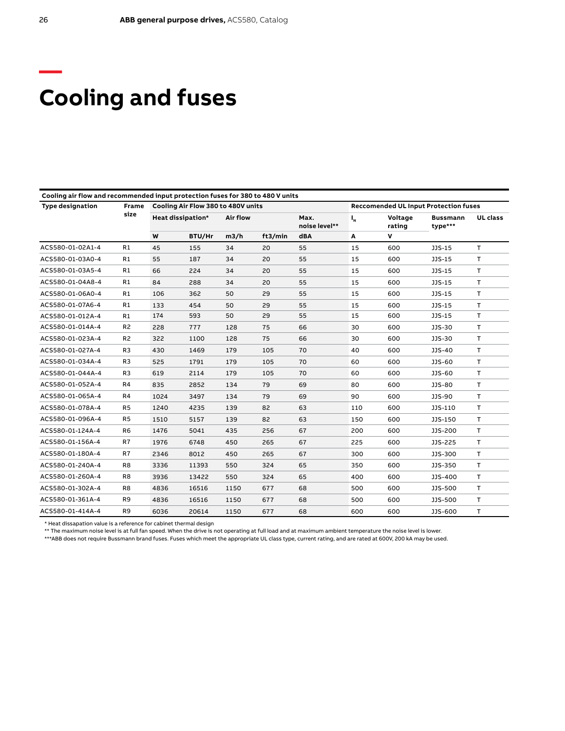# Cooling and fuses

| Cooling air flow and recommended input protection fuses for 380 to 480 V units | | | | | | | | | | |
|---|---|---|---|---|---|---|---|---|---|---|
| Type designation | Frame size | Cooling Air Flow 380 to 480V units | | | | | Reccomended UL Input Protection fuses | | | |
| | | Heat dissipation* | | Air flow | | Max. noise level** | $I_N$ | Voltage rating | Bussmann type*** | UL class |
| | | W | BTU/Hr | m3/h | ft3/min | dBA | A | V | | |
| ACS580-01-02A1-4 | R1 | 45 | 155 | 34 | 20 | 55 | 15 | 600 | JJS-15 | T |
| ACS580-01-03A0-4 | R1 | 55 | 187 | 34 | 20 | 55 | 15 | 600 | JJS-15 | T |
| ACS580-01-03A5-4 | R1 | 66 | 224 | 34 | 20 | 55 | 15 | 600 | JJS-15 | T |
| ACS580-01-04A8-4 | R1 | 84 | 288 | 34 | 20 | 55 | 15 | 600 | JJS-15 | T |
| ACS580-01-06A0-4 | R1 | 106 | 362 | 50 | 29 | 55 | 15 | 600 | JJS-15 | T |
| ACS580-01-07A6-4 | R1 | 133 | 454 | 50 | 29 | 55 | 15 | 600 | JJS-15 | T |
| ACS580-01-012A-4 | R1 | 174 | 593 | 50 | 29 | 55 | 15 | 600 | JJS-15 | T |
| ACS580-01-014A-4 | R2 | 228 | 777 | 128 | 75 | 66 | 30 | 600 | JJS-30 | T |
| ACS580-01-023A-4 | R2 | 322 | 1100 | 128 | 75 | 66 | 30 | 600 | JJS-30 | T |
| ACS580-01-027A-4 | R3 | 430 | 1469 | 179 | 105 | 70 | 40 | 600 | JJS-40 | T |
| ACS580-01-034A-4 | R3 | 525 | 1791 | 179 | 105 | 70 | 60 | 600 | JJS-60 | T |
| ACS580-01-044A-4 | R3 | 619 | 2114 | 179 | 105 | 70 | 60 | 600 | JJS-60 | T |
| ACS580-01-052A-4 | R4 | 835 | 2852 | 134 | 79 | 69 | 80 | 600 | JJS-80 | T |
| ACS580-01-065A-4 | R4 | 1024 | 3497 | 134 | 79 | 69 | 90 | 600 | JJS-90 | T |
| ACS580-01-078A-4 | R5 | 1240 | 4235 | 139 | 82 | 63 | 110 | 600 | JJS-110 | T |
| ACS580-01-096A-4 | R5 | 1510 | 5157 | 139 | 82 | 63 | 150 | 600 | JJS-150 | T |
| ACS580-01-124A-4 | R6 | 1476 | 5041 | 435 | 256 | 67 | 200 | 600 | JJS-200 | T |
| ACS580-01-156A-4 | R7 | 1976 | 6748 | 450 | 265 | 67 | 225 | 600 | JJS-225 | T |
| ACS580-01-180A-4 | R7 | 2346 | 8012 | 450 | 265 | 67 | 300 | 600 | JJS-300 | T |
| ACS580-01-240A-4 | R8 | 3336 | 11393 | 550 | 324 | 65 | 350 | 600 | JJS-350 | T |
| ACS580-01-260A-4 | R8 | 3936 | 13422 | 550 | 324 | 65 | 400 | 600 | JJS-400 | T |
| ACS580-01-302A-4 | R8 | 4836 | 16516 | 1150 | 677 | 68 | 500 | 600 | JJS-500 | T |
| ACS580-01-361A-4 | R9 | 4836 | 16516 | 1150 | 677 | 68 | 500 | 600 | JJS-500 | T |
| ACS580-01-414A-4 | R9 | 6036 | 20614 | 1150 | 677 | 68 | 600 | 600 | JJS-600 | T |

\* Heat dissapation value is a reference for cabinet thermal design

** The maximum noise level is at full fan speed. When the drive is not operating at full load and at maximum ambient temperature the noise level is lower.

***ABB does not require Bussmann brand fuses. Fuses which meet the appropriate UL class type, current rating, and are rated at 600V, 200 kA may be used.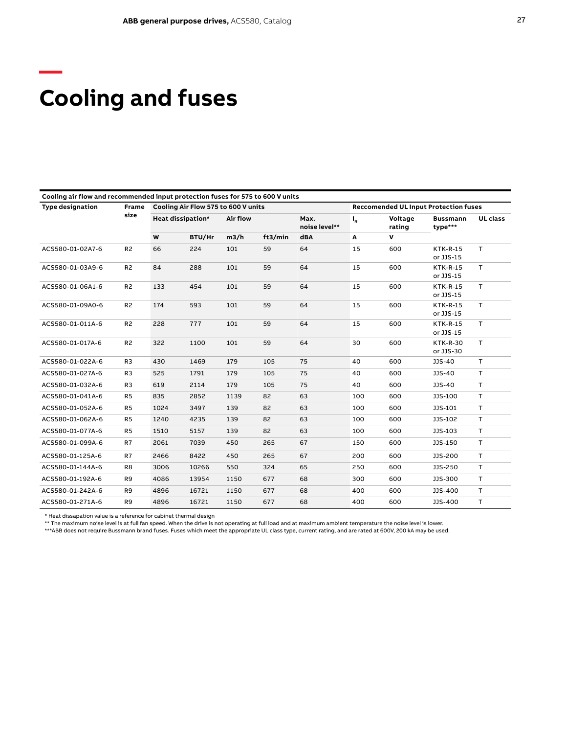# Cooling and fuses

| Cooling air flow and recommended input protection fuses for 575 to 600 V units | | | | | | | | | | |
|---|---|---|---|---|---|---|---|---|---|---|
| Type designation | Frame size | Cooling Air Flow 575 to 600 V units | | | | | Reccomended UL Input Protection fuses | | | |
| | | Heat dissipation* | | Air flow | | Max. noise level** | $I_N$ | Voltage rating | Bussmann type*** | UL class |
| | | W | BTU/Hr | m3/h | ft3/min | dBA | A | V | | |
| ACS580-01-02A7-6 | R2 | 66 | 224 | 101 | 59 | 64 | 15 | 600 | KTK-R-15 or JJS-15 | T |
| ACS580-01-03A9-6 | R2 | 84 | 288 | 101 | 59 | 64 | 15 | 600 | KTK-R-15 or JJS-15 | T |
| ACS580-01-06A1-6 | R2 | 133 | 454 | 101 | 59 | 64 | 15 | 600 | KTK-R-15 or JJS-15 | T |
| ACS580-01-09A0-6 | R2 | 174 | 593 | 101 | 59 | 64 | 15 | 600 | KTK-R-15 or JJS-15 | T |
| ACS580-01-011A-6 | R2 | 228 | 777 | 101 | 59 | 64 | 15 | 600 | KTK-R-15 or JJS-15 | T |
| ACS580-01-017A-6 | R2 | 322 | 1100 | 101 | 59 | 64 | 30 | 600 | KTK-R-30 or JJS-30 | T |
| ACS580-01-022A-6 | R3 | 430 | 1469 | 179 | 105 | 75 | 40 | 600 | JJS-40 | T |
| ACS580-01-027A-6 | R3 | 525 | 1791 | 179 | 105 | 75 | 40 | 600 | JJS-40 | T |
| ACS580-01-032A-6 | R3 | 619 | 2114 | 179 | 105 | 75 | 40 | 600 | JJS-40 | T |
| ACS580-01-041A-6 | R5 | 835 | 2852 | 1139 | 82 | 63 | 100 | 600 | JJS-100 | T |
| ACS580-01-052A-6 | R5 | 1024 | 3497 | 139 | 82 | 63 | 100 | 600 | JJS-101 | T |
| ACS580-01-062A-6 | R5 | 1240 | 4235 | 139 | 82 | 63 | 100 | 600 | JJS-102 | T |
| ACS580-01-077A-6 | R5 | 1510 | 5157 | 139 | 82 | 63 | 100 | 600 | JJS-103 | T |
| ACS580-01-099A-6 | R7 | 2061 | 7039 | 450 | 265 | 67 | 150 | 600 | JJS-150 | T |
| ACS580-01-125A-6 | R7 | 2466 | 8422 | 450 | 265 | 67 | 200 | 600 | JJS-200 | T |
| ACS580-01-144A-6 | R8 | 3006 | 10266 | 550 | 324 | 65 | 250 | 600 | JJS-250 | T |
| ACS580-01-192A-6 | R9 | 4086 | 13954 | 1150 | 677 | 68 | 300 | 600 | JJS-300 | T |
| ACS580-01-242A-6 | R9 | 4896 | 16721 | 1150 | 677 | 68 | 400 | 600 | JJS-400 | T |
| ACS580-01-271A-6 | R9 | 4896 | 16721 | 1150 | 677 | 68 | 400 | 600 | JJS-400 | T |

\* Heat dissapation value is a reference for cabinet thermal design

** The maximum noise level is at full fan speed. When the drive is not operating at full load and at maximum ambient temperature the noise level is lower.

***ABB does not require Bussmann brand fuses. Fuses which meet the appropriate UL class type, current rating, and are rated at 600V, 200 kA may be used.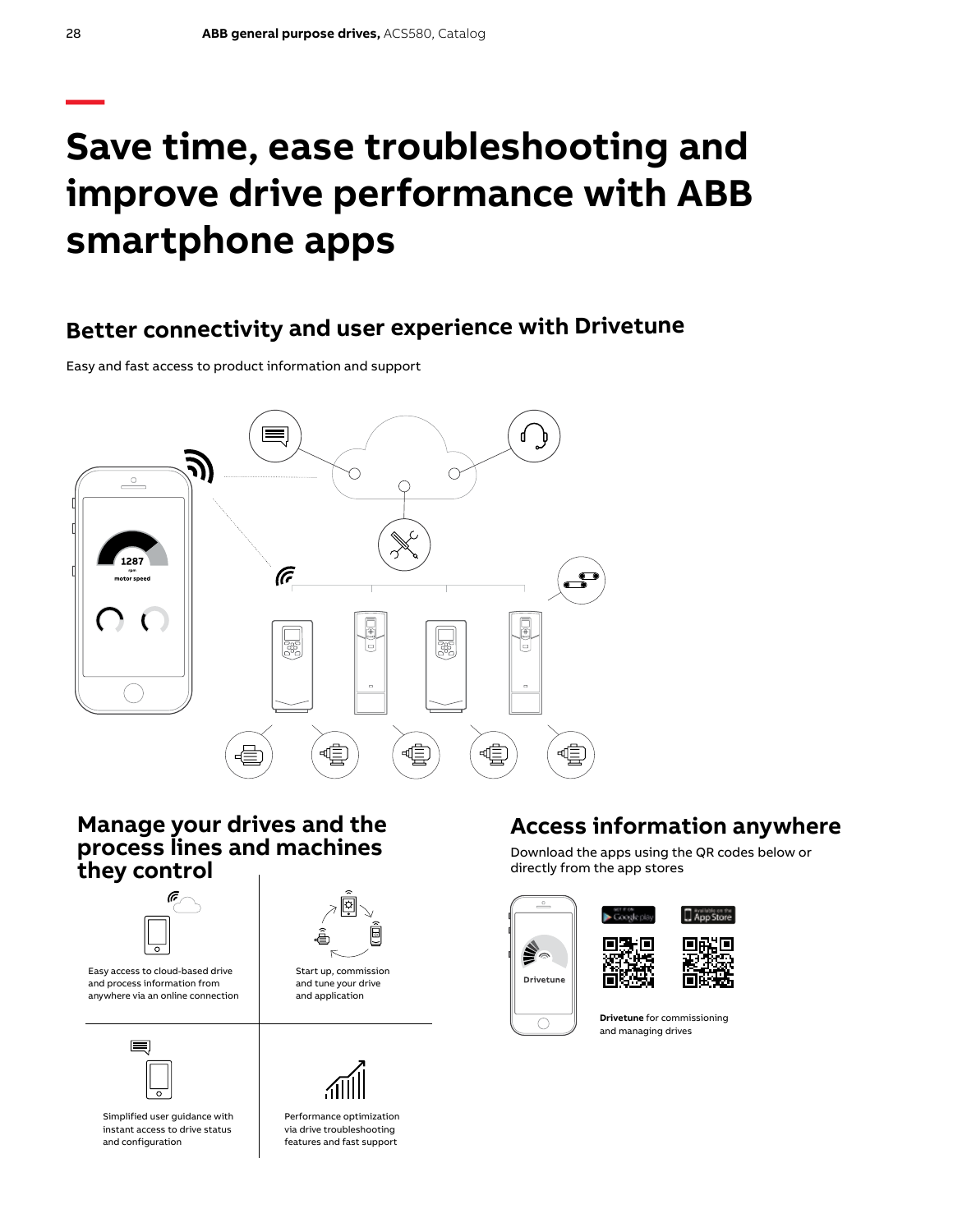# Save time, ease troubleshooting and improve drive performance with ABB smartphone apps

## Better connectivity and user experience with Drivetune

Easy and fast access to product information and support

## Manage your drives and the process lines and machines they control

Easy access to cloud-based drive and process information from anywhere via an online connection

Start up, commission and tune your drive and application

Simplified user guidance with instant access to drive status and configuration

Performance optimization via drive troubleshooting features and fast support

## Access information anywhere

Download the apps using the QR codes below or directly from the app stores

**Drivetune** for commissioning and managing drives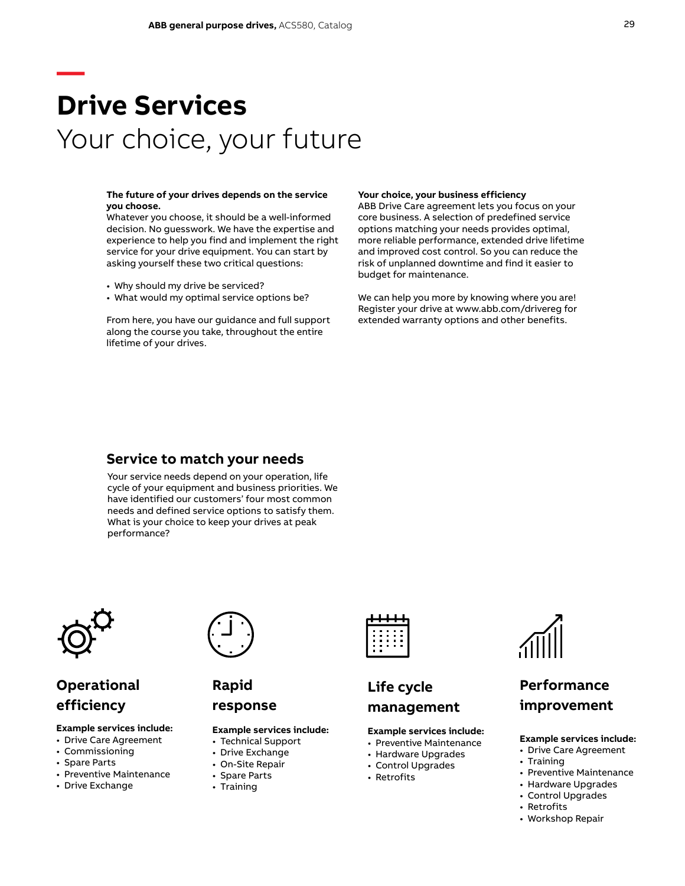# Drive Services

Your choice, your future

**The future of your drives depends on the service you choose.**
Whatever you choose, it should be a well-informed decision. No guesswork. We have the expertise and experience to help you find and implement the right service for your drive equipment. You can start by asking yourself these two critical questions:

- Why should my drive be serviced?
- What would my optimal service options be?

From here, you have our guidance and full support along the course you take, throughout the entire lifetime of your drives.

**Your choice, your business efficiency**
ABB Drive Care agreement lets you focus on your core business. A selection of predefined service options matching your needs provides optimal, more reliable performance, extended drive lifetime and improved cost control. So you can reduce the risk of unplanned downtime and find it easier to budget for maintenance.

We can help you more by knowing where you are! Register your drive at www.abb.com/drivereg for extended warranty options and other benefits.

## Service to match your needs

Your service needs depend on your operation, life cycle of your equipment and business priorities. We have identified our customers' four most common needs and defined service options to satisfy them. What is your choice to keep your drives at peak performance?

### Operational efficiency

**Example services include:**
- Drive Care Agreement
- Commissioning
- Spare Parts
- Preventive Maintenance
- Drive Exchange

### Rapid response

**Example services include:**
- Technical Support
- Drive Exchange
- On-Site Repair
- Spare Parts
- Training

### Life cycle management

**Example services include:**
- Preventive Maintenance
- Hardware Upgrades
- Control Upgrades
- Retrofits

### Performance improvement

**Example services include:**
- Drive Care Agreement
- Training
- Preventive Maintenance
- Hardware Upgrades
- Control Upgrades
- Retrofits
- Workshop Repair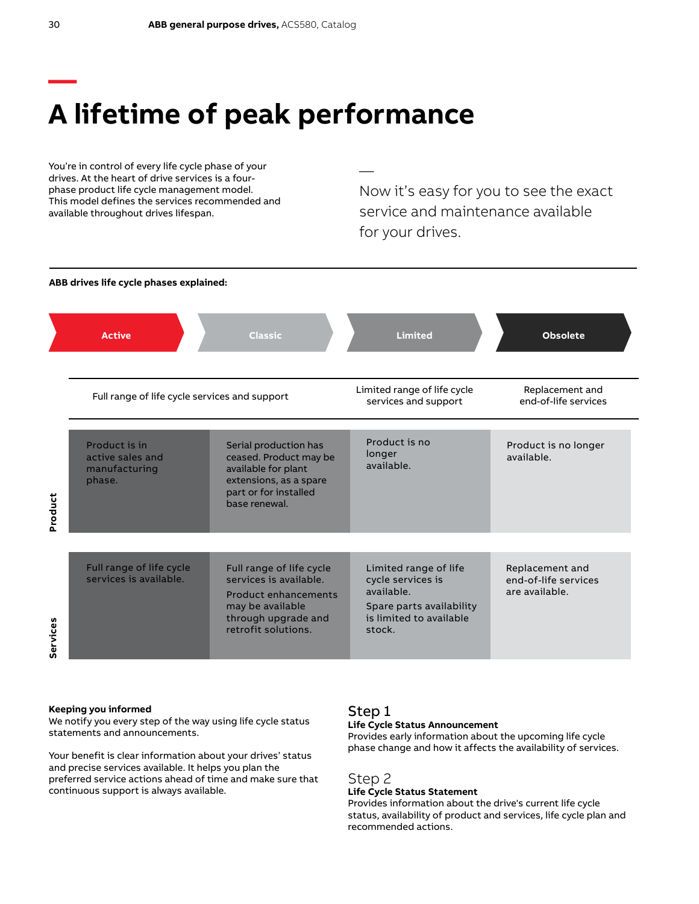# A lifetime of peak performance

You're in control of every life cycle phase of your drives. At the heart of drive services is a four-phase product life cycle management model. This model defines the services recommended and available throughout drives lifespan.

—

Now it's easy for you to see the exact service and maintenance available for your drives.

**ABB drives life cycle phases explained:**

| | Active | Classic | Limited | Obsolete |
|---|---|---|---|---|
| | Full range of life cycle services and support | | Limited range of life cycle services and support | Replacement and end-of-life services |
| **Product** | Product is in active sales and manufacturing phase. | Serial production has ceased. Product may be available for plant extensions, as a spare part or for installed base renewal. | Product is no longer available. | Product is no longer available. |
| **Services** | Full range of life cycle services is available. | Full range of life cycle services is available. Product enhancements may be available through upgrade and retrofit solutions. | Limited range of life cycle services is available. Spare parts availability is limited to available stock. | Replacement and end-of-life services are available. |

**Keeping you informed**
We notify you every step of the way using life cycle status statements and announcements.

Your benefit is clear information about your drives' status and precise services available. It helps you plan the preferred service actions ahead of time and make sure that continuous support is always available.

## Step 1
**Life Cycle Status Announcement**
Provides early information about the upcoming life cycle phase change and how it affects the availability of services.

## Step 2
**Life Cycle Status Statement**
Provides information about the drive's current life cycle status, availability of product and services, life cycle plan and recommended actions.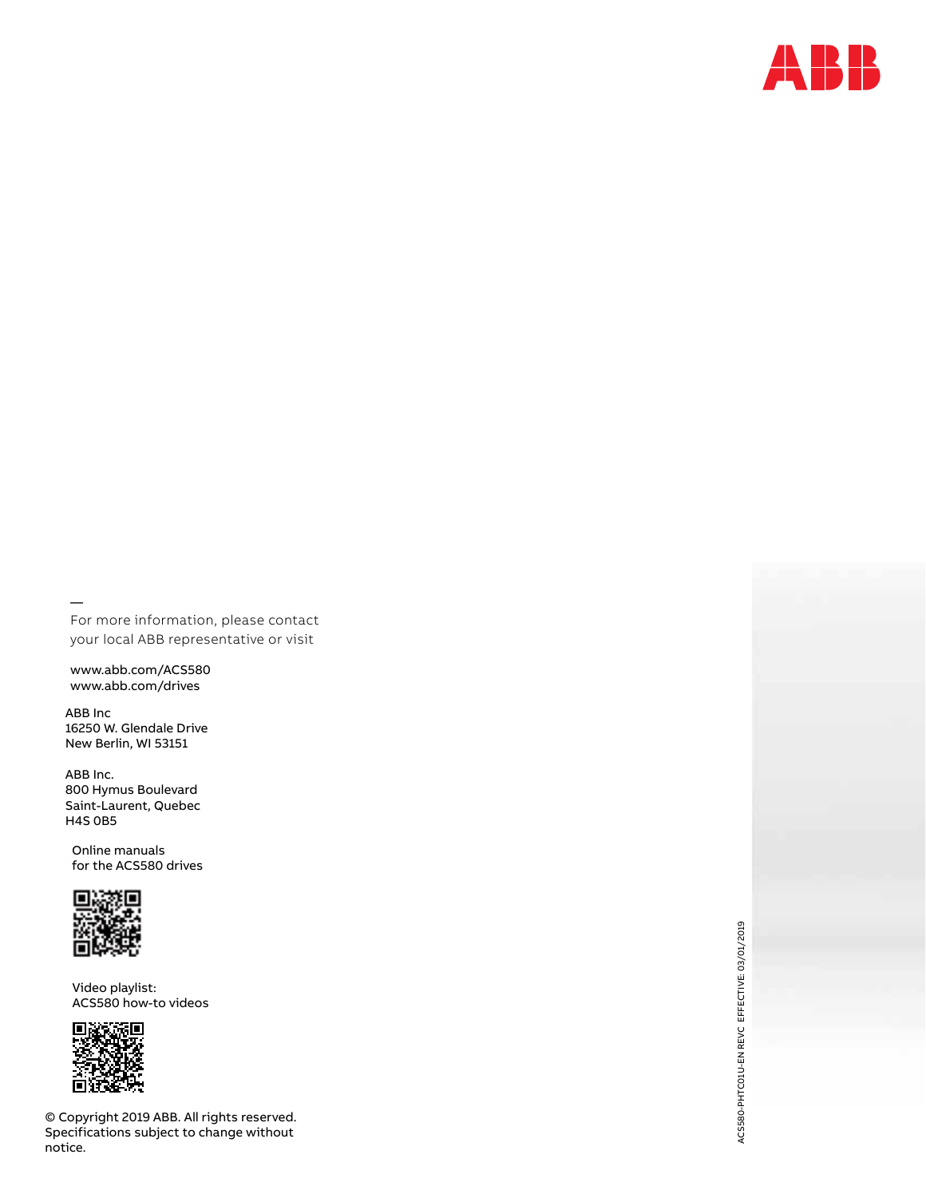—

For more information, please contact your local ABB representative or visit

www.abb.com/ACS580
www.abb.com/drives

ABB Inc
16250 W. Glendale Drive
New Berlin, WI 53151

ABB Inc.
800 Hymus Boulevard
Saint-Laurent, Quebec
H4S 0B5

Online manuals
for the ACS580 drives

Video playlist:
ACS580 how-to videos

© Copyright 2019 ABB. All rights reserved.
Specifications subject to change without notice.

ACS580-PHTC01U-EN REVC EFFECTIVE: 03/01/2019